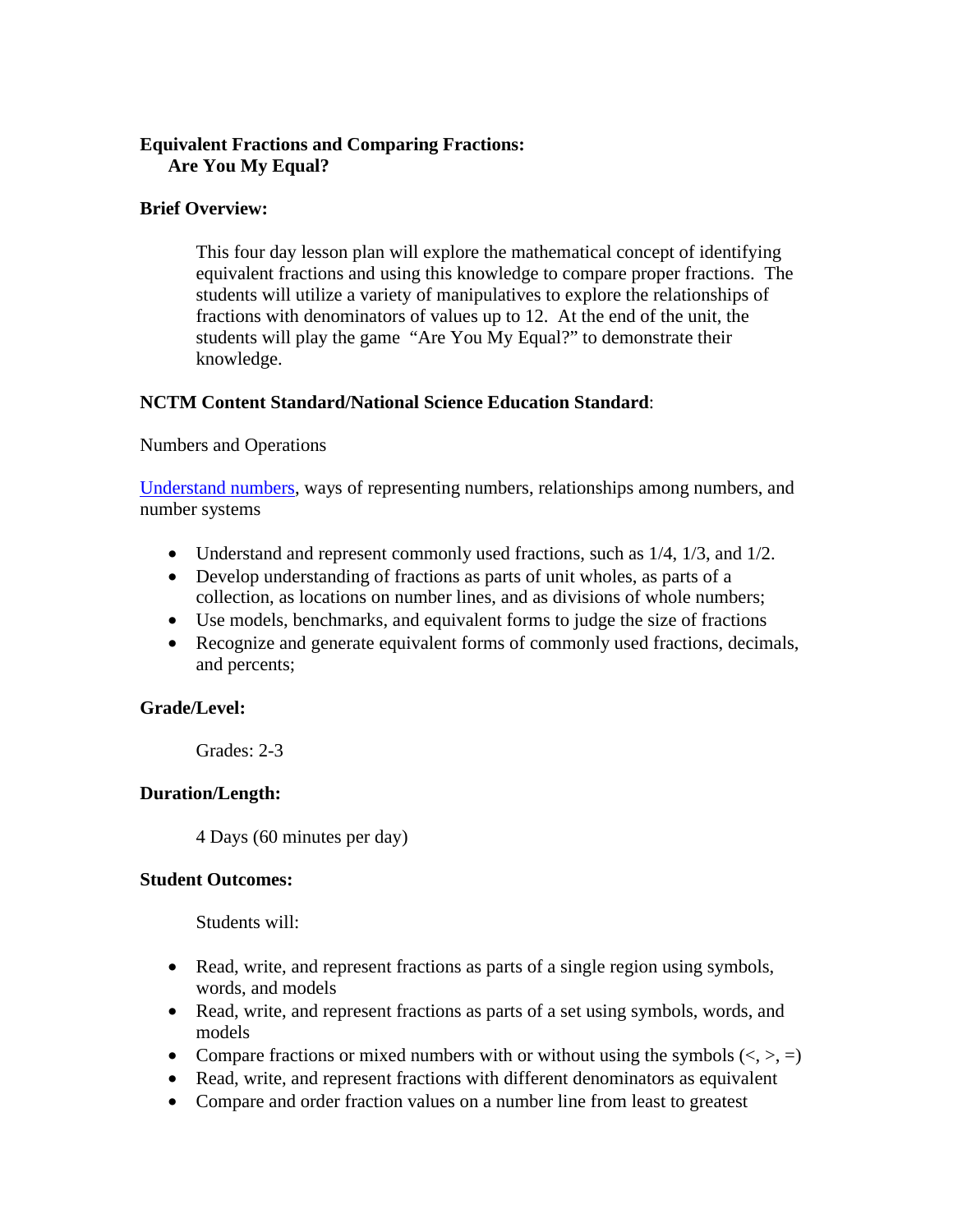**Equivalent Fractions and Comparing Fractions:**
**Are You My Equal?**

**Brief Overview:**

This four day lesson plan will explore the mathematical concept of identifying equivalent fractions and using this knowledge to compare proper fractions. The students will utilize a variety of manipulatives to explore the relationships of fractions with denominators of values up to 12. At the end of the unit, the students will play the game "Are You My Equal?" to demonstrate their knowledge.

**NCTM Content Standard/National Science Education Standard**:

Numbers and Operations

Understand numbers, ways of representing numbers, relationships among numbers, and number systems

- Understand and represent commonly used fractions, such as 1/4, 1/3, and 1/2.
- Develop understanding of fractions as parts of unit wholes, as parts of a collection, as locations on number lines, and as divisions of whole numbers;
- Use models, benchmarks, and equivalent forms to judge the size of fractions
- Recognize and generate equivalent forms of commonly used fractions, decimals, and percents;

**Grade/Level:**

Grades: 2-3

**Duration/Length:**

4 Days (60 minutes per day)

**Student Outcomes:**

Students will:

- Read, write, and represent fractions as parts of a single region using symbols, words, and models
- Read, write, and represent fractions as parts of a set using symbols, words, and models
- Compare fractions or mixed numbers with or without using the symbols (<, >, =)
- Read, write, and represent fractions with different denominators as equivalent
- Compare and order fraction values on a number line from least to greatest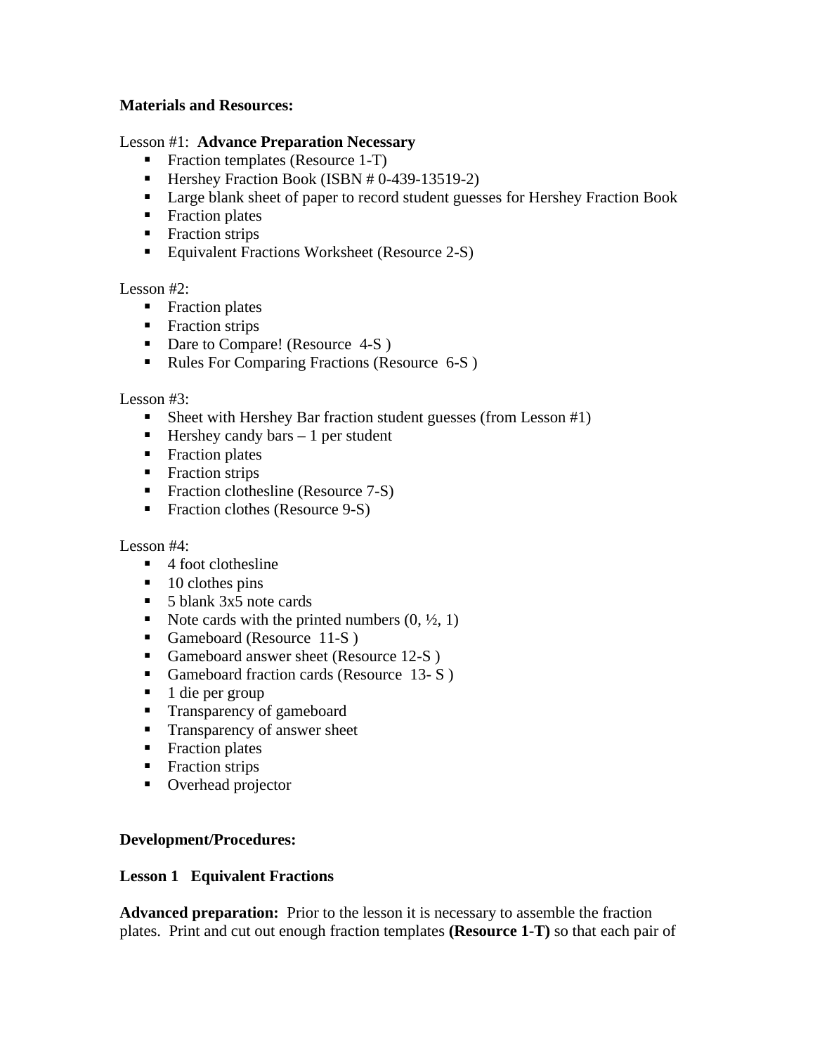**Materials and Resources:**

Lesson #1: **Advance Preparation Necessary**

- Fraction templates (Resource 1-T)
- Hershey Fraction Book (ISBN # 0-439-13519-2)
- Large blank sheet of paper to record student guesses for Hershey Fraction Book
- Fraction plates
- Fraction strips
- Equivalent Fractions Worksheet (Resource 2-S)

Lesson #2:

- Fraction plates
- Fraction strips
- Dare to Compare! (Resource 4-S )
- Rules For Comparing Fractions (Resource 6-S )

Lesson #3:

- Sheet with Hershey Bar fraction student guesses (from Lesson #1)
- Hershey candy bars – 1 per student
- Fraction plates
- Fraction strips
- Fraction clothesline (Resource 7-S)
- Fraction clothes (Resource 9-S)

Lesson #4:

- 4 foot clothesline
- 10 clothes pins
- 5 blank 3x5 note cards
- Note cards with the printed numbers (0, ½, 1)
- Gameboard (Resource 11-S )
- Gameboard answer sheet (Resource 12-S )
- Gameboard fraction cards (Resource 13- S )
- 1 die per group
- Transparency of gameboard
- Transparency of answer sheet
- Fraction plates
- Fraction strips
- Overhead projector

**Development/Procedures:**

**Lesson 1 Equivalent Fractions**

**Advanced preparation:** Prior to the lesson it is necessary to assemble the fraction plates. Print and cut out enough fraction templates **(Resource 1-T)** so that each pair of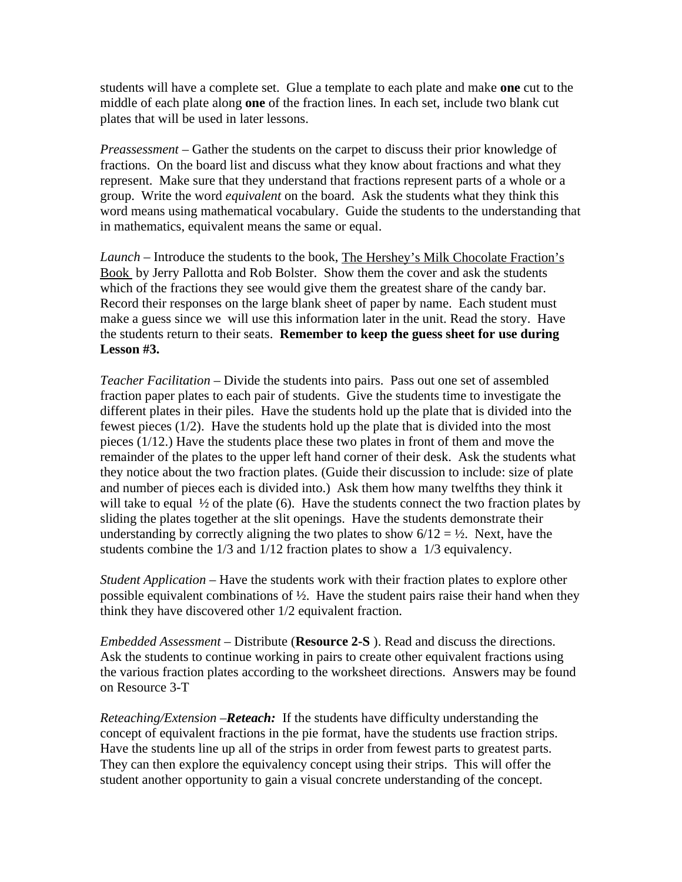students will have a complete set. Glue a template to each plate and make **one** cut to the middle of each plate along **one** of the fraction lines. In each set, include two blank cut plates that will be used in later lessons.

*Preassessment* – Gather the students on the carpet to discuss their prior knowledge of fractions. On the board list and discuss what they know about fractions and what they represent. Make sure that they understand that fractions represent parts of a whole or a group. Write the word *equivalent* on the board. Ask the students what they think this word means using mathematical vocabulary. Guide the students to the understanding that in mathematics, equivalent means the same or equal.

*Launch* – Introduce the students to the book, <u>The Hershey's Milk Chocolate Fraction's Book</u> by Jerry Pallotta and Rob Bolster. Show them the cover and ask the students which of the fractions they see would give them the greatest share of the candy bar. Record their responses on the large blank sheet of paper by name. Each student must make a guess since we will use this information later in the unit. Read the story. Have the students return to their seats. **Remember to keep the guess sheet for use during Lesson #3.**

*Teacher Facilitation* – Divide the students into pairs. Pass out one set of assembled fraction paper plates to each pair of students. Give the students time to investigate the different plates in their piles. Have the students hold up the plate that is divided into the fewest pieces (1/2). Have the students hold up the plate that is divided into the most pieces (1/12.) Have the students place these two plates in front of them and move the remainder of the plates to the upper left hand corner of their desk. Ask the students what they notice about the two fraction plates. (Guide their discussion to include: size of plate and number of pieces each is divided into.) Ask them how many twelfths they think it will take to equal ½ of the plate (6). Have the students connect the two fraction plates by sliding the plates together at the slit openings. Have the students demonstrate their understanding by correctly aligning the two plates to show $6/12 = ½$. Next, have the students combine the 1/3 and 1/12 fraction plates to show a 1/3 equivalency.

*Student Application* – Have the students work with their fraction plates to explore other possible equivalent combinations of ½. Have the student pairs raise their hand when they think they have discovered other 1/2 equivalent fraction.

*Embedded Assessment* – Distribute (**Resource 2-S** ). Read and discuss the directions. Ask the students to continue working in pairs to create other equivalent fractions using the various fraction plates according to the worksheet directions. Answers may be found on Resource 3-T

*Reteaching/Extension* –***Reteach:*** If the students have difficulty understanding the concept of equivalent fractions in the pie format, have the students use fraction strips. Have the students line up all of the strips in order from fewest parts to greatest parts. They can then explore the equivalency concept using their strips. This will offer the student another opportunity to gain a visual concrete understanding of the concept.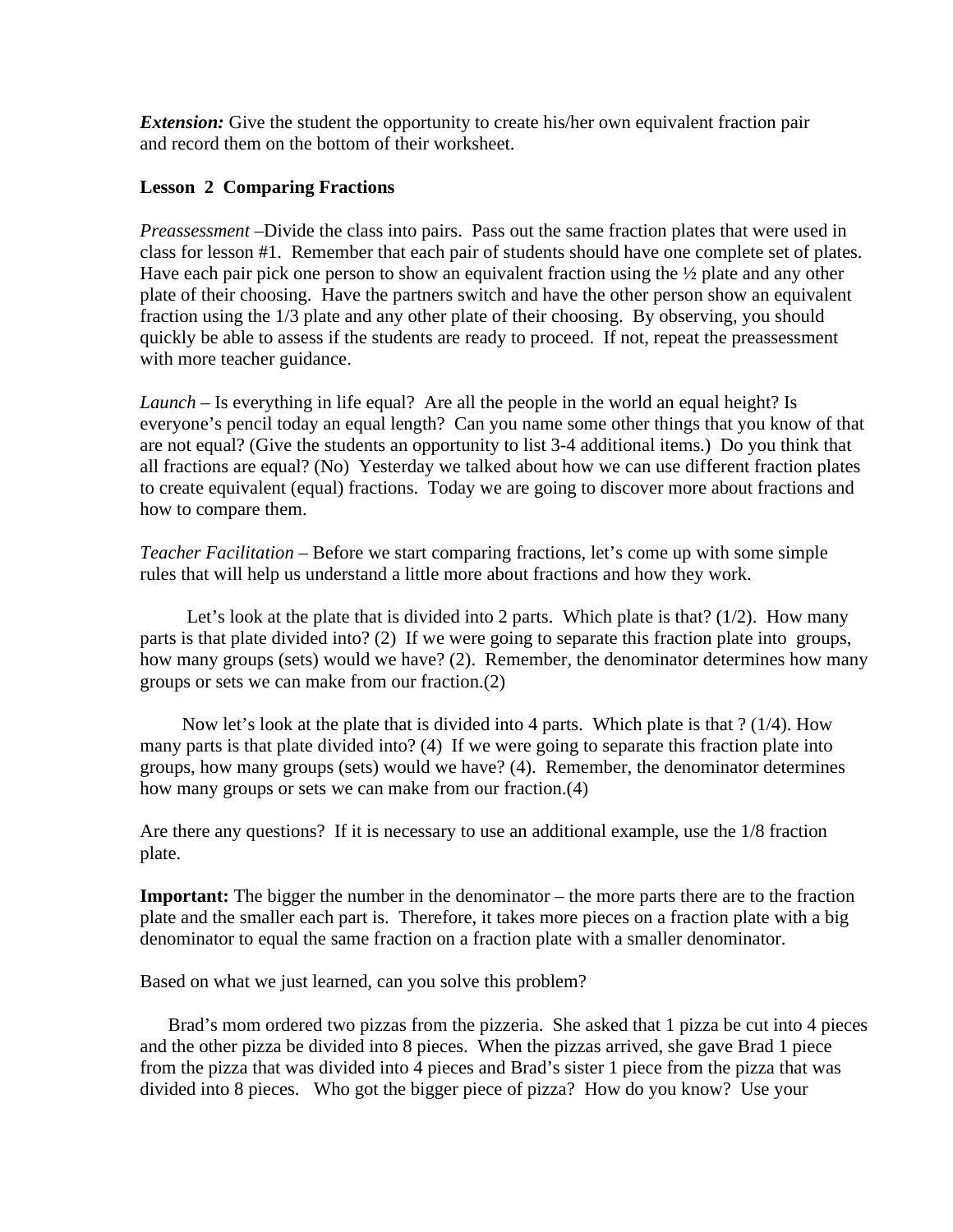***Extension:*** Give the student the opportunity to create his/her own equivalent fraction pair and record them on the bottom of their worksheet.

**Lesson 2 Comparing Fractions**

*Preassessment* –Divide the class into pairs. Pass out the same fraction plates that were used in class for lesson #1. Remember that each pair of students should have one complete set of plates. Have each pair pick one person to show an equivalent fraction using the ½ plate and any other plate of their choosing. Have the partners switch and have the other person show an equivalent fraction using the 1/3 plate and any other plate of their choosing. By observing, you should quickly be able to assess if the students are ready to proceed. If not, repeat the preassessment with more teacher guidance.

*Launch* – Is everything in life equal? Are all the people in the world an equal height? Is everyone's pencil today an equal length? Can you name some other things that you know of that are not equal? (Give the students an opportunity to list 3-4 additional items.) Do you think that all fractions are equal? (No) Yesterday we talked about how we can use different fraction plates to create equivalent (equal) fractions. Today we are going to discover more about fractions and how to compare them.

*Teacher Facilitation* – Before we start comparing fractions, let's come up with some simple rules that will help us understand a little more about fractions and how they work.

Let's look at the plate that is divided into 2 parts. Which plate is that? (1/2). How many parts is that plate divided into? (2) If we were going to separate this fraction plate into groups, how many groups (sets) would we have? (2). Remember, the denominator determines how many groups or sets we can make from our fraction.(2)

Now let's look at the plate that is divided into 4 parts. Which plate is that ? (1/4). How many parts is that plate divided into? (4) If we were going to separate this fraction plate into groups, how many groups (sets) would we have? (4). Remember, the denominator determines how many groups or sets we can make from our fraction.(4)

Are there any questions? If it is necessary to use an additional example, use the 1/8 fraction plate.

**Important:** The bigger the number in the denominator – the more parts there are to the fraction plate and the smaller each part is. Therefore, it takes more pieces on a fraction plate with a big denominator to equal the same fraction on a fraction plate with a smaller denominator.

Based on what we just learned, can you solve this problem?

Brad's mom ordered two pizzas from the pizzeria. She asked that 1 pizza be cut into 4 pieces and the other pizza be divided into 8 pieces. When the pizzas arrived, she gave Brad 1 piece from the pizza that was divided into 4 pieces and Brad's sister 1 piece from the pizza that was divided into 8 pieces. Who got the bigger piece of pizza? How do you know? Use your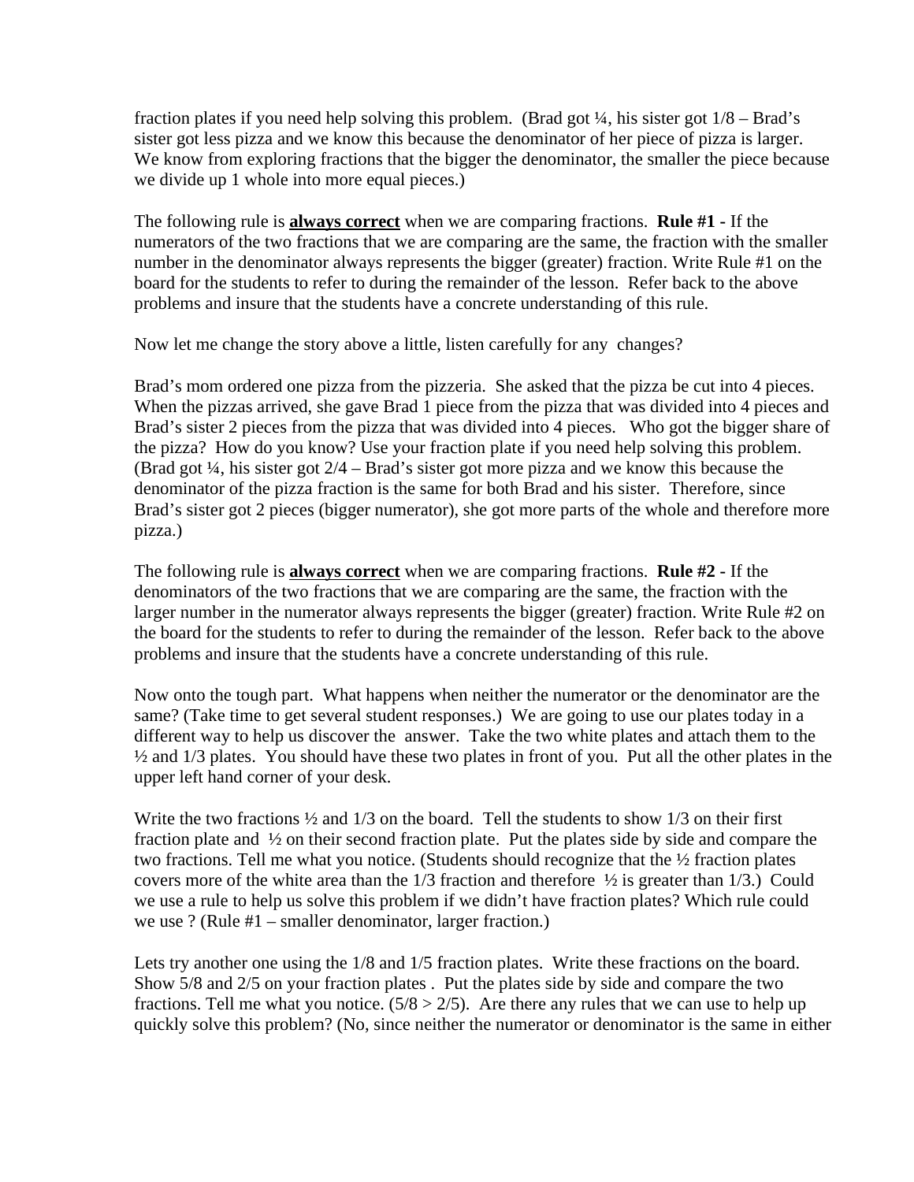fraction plates if you need help solving this problem. (Brad got ¼, his sister got 1/8 – Brad's sister got less pizza and we know this because the denominator of her piece of pizza is larger. We know from exploring fractions that the bigger the denominator, the smaller the piece because we divide up 1 whole into more equal pieces.)

The following rule is **always correct** when we are comparing fractions. **Rule #1 -** If the numerators of the two fractions that we are comparing are the same, the fraction with the smaller number in the denominator always represents the bigger (greater) fraction. Write Rule #1 on the board for the students to refer to during the remainder of the lesson. Refer back to the above problems and insure that the students have a concrete understanding of this rule.

Now let me change the story above a little, listen carefully for any changes?

Brad's mom ordered one pizza from the pizzeria. She asked that the pizza be cut into 4 pieces. When the pizzas arrived, she gave Brad 1 piece from the pizza that was divided into 4 pieces and Brad's sister 2 pieces from the pizza that was divided into 4 pieces. Who got the bigger share of the pizza? How do you know? Use your fraction plate if you need help solving this problem. (Brad got ¼, his sister got 2/4 – Brad's sister got more pizza and we know this because the denominator of the pizza fraction is the same for both Brad and his sister. Therefore, since Brad's sister got 2 pieces (bigger numerator), she got more parts of the whole and therefore more pizza.)

The following rule is **always correct** when we are comparing fractions. **Rule #2 -** If the denominators of the two fractions that we are comparing are the same, the fraction with the larger number in the numerator always represents the bigger (greater) fraction. Write Rule #2 on the board for the students to refer to during the remainder of the lesson. Refer back to the above problems and insure that the students have a concrete understanding of this rule.

Now onto the tough part. What happens when neither the numerator or the denominator are the same? (Take time to get several student responses.) We are going to use our plates today in a different way to help us discover the answer. Take the two white plates and attach them to the ½ and 1/3 plates. You should have these two plates in front of you. Put all the other plates in the upper left hand corner of your desk.

Write the two fractions ½ and 1/3 on the board. Tell the students to show 1/3 on their first fraction plate and ½ on their second fraction plate. Put the plates side by side and compare the two fractions. Tell me what you notice. (Students should recognize that the ½ fraction plates covers more of the white area than the 1/3 fraction and therefore ½ is greater than 1/3.) Could we use a rule to help us solve this problem if we didn't have fraction plates? Which rule could we use ? (Rule #1 – smaller denominator, larger fraction.)

Lets try another one using the 1/8 and 1/5 fraction plates. Write these fractions on the board. Show 5/8 and 2/5 on your fraction plates . Put the plates side by side and compare the two fractions. Tell me what you notice. ($5/8 > 2/5$). Are there any rules that we can use to help up quickly solve this problem? (No, since neither the numerator or denominator is the same in either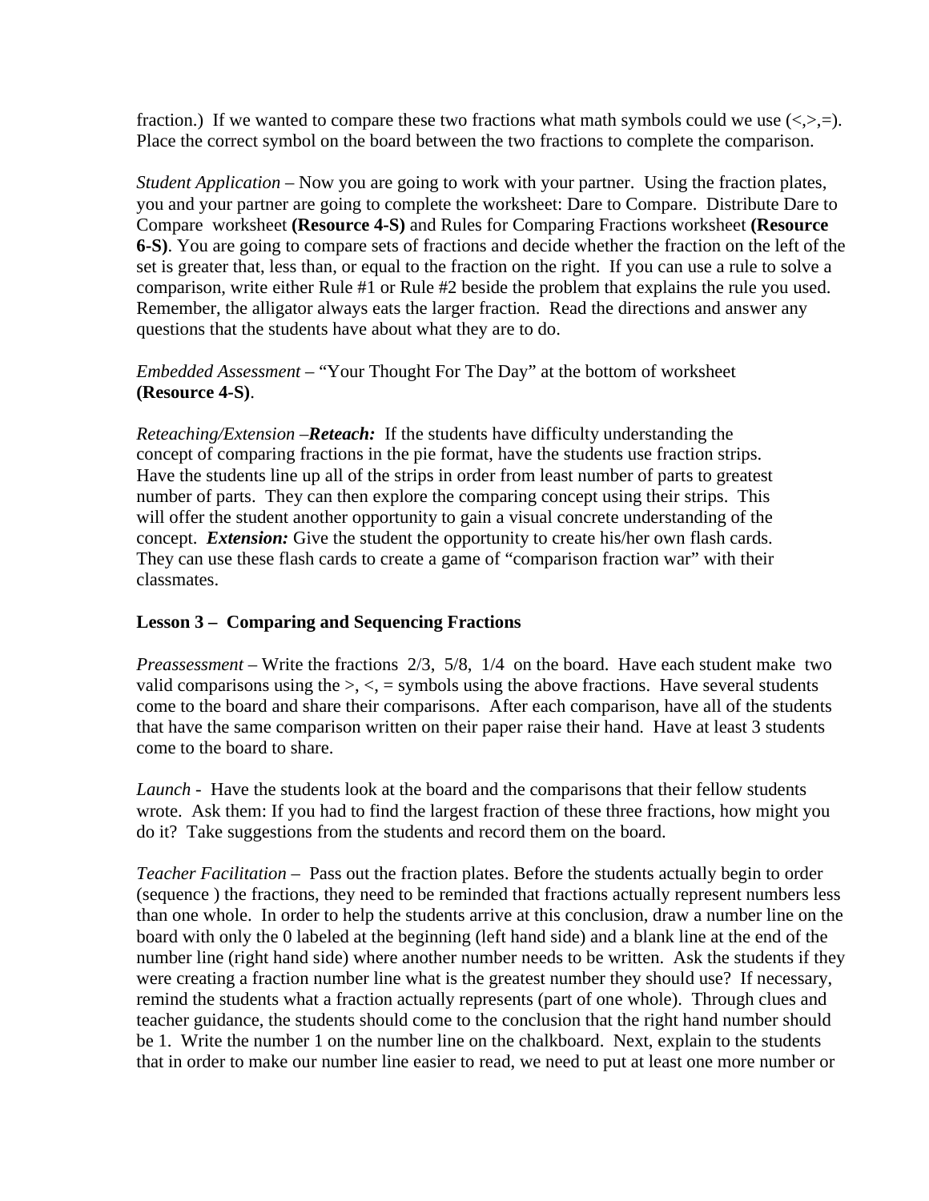fraction.) If we wanted to compare these two fractions what math symbols could we use (<,>,=). Place the correct symbol on the board between the two fractions to complete the comparison.

*Student Application* – Now you are going to work with your partner. Using the fraction plates, you and your partner are going to complete the worksheet: Dare to Compare. Distribute Dare to Compare worksheet **(Resource 4-S)** and Rules for Comparing Fractions worksheet **(Resource 6-S)**. You are going to compare sets of fractions and decide whether the fraction on the left of the set is greater that, less than, or equal to the fraction on the right. If you can use a rule to solve a comparison, write either Rule #1 or Rule #2 beside the problem that explains the rule you used. Remember, the alligator always eats the larger fraction. Read the directions and answer any questions that the students have about what they are to do.

*Embedded Assessment* – "Your Thought For The Day" at the bottom of worksheet **(Resource 4-S)**.

*Reteaching/Extension* –***Reteach:*** If the students have difficulty understanding the concept of comparing fractions in the pie format, have the students use fraction strips. Have the students line up all of the strips in order from least number of parts to greatest number of parts. They can then explore the comparing concept using their strips. This will offer the student another opportunity to gain a visual concrete understanding of the concept. ***Extension:*** Give the student the opportunity to create his/her own flash cards. They can use these flash cards to create a game of "comparison fraction war" with their classmates.

**Lesson 3 – Comparing and Sequencing Fractions**

*Preassessment* – Write the fractions 2/3, 5/8, 1/4 on the board. Have each student make two valid comparisons using the >, <, = symbols using the above fractions. Have several students come to the board and share their comparisons. After each comparison, have all of the students that have the same comparison written on their paper raise their hand. Have at least 3 students come to the board to share.

*Launch* - Have the students look at the board and the comparisons that their fellow students wrote. Ask them: If you had to find the largest fraction of these three fractions, how might you do it? Take suggestions from the students and record them on the board.

*Teacher Facilitation* – Pass out the fraction plates. Before the students actually begin to order (sequence ) the fractions, they need to be reminded that fractions actually represent numbers less than one whole. In order to help the students arrive at this conclusion, draw a number line on the board with only the 0 labeled at the beginning (left hand side) and a blank line at the end of the number line (right hand side) where another number needs to be written. Ask the students if they were creating a fraction number line what is the greatest number they should use? If necessary, remind the students what a fraction actually represents (part of one whole). Through clues and teacher guidance, the students should come to the conclusion that the right hand number should be 1. Write the number 1 on the number line on the chalkboard. Next, explain to the students that in order to make our number line easier to read, we need to put at least one more number or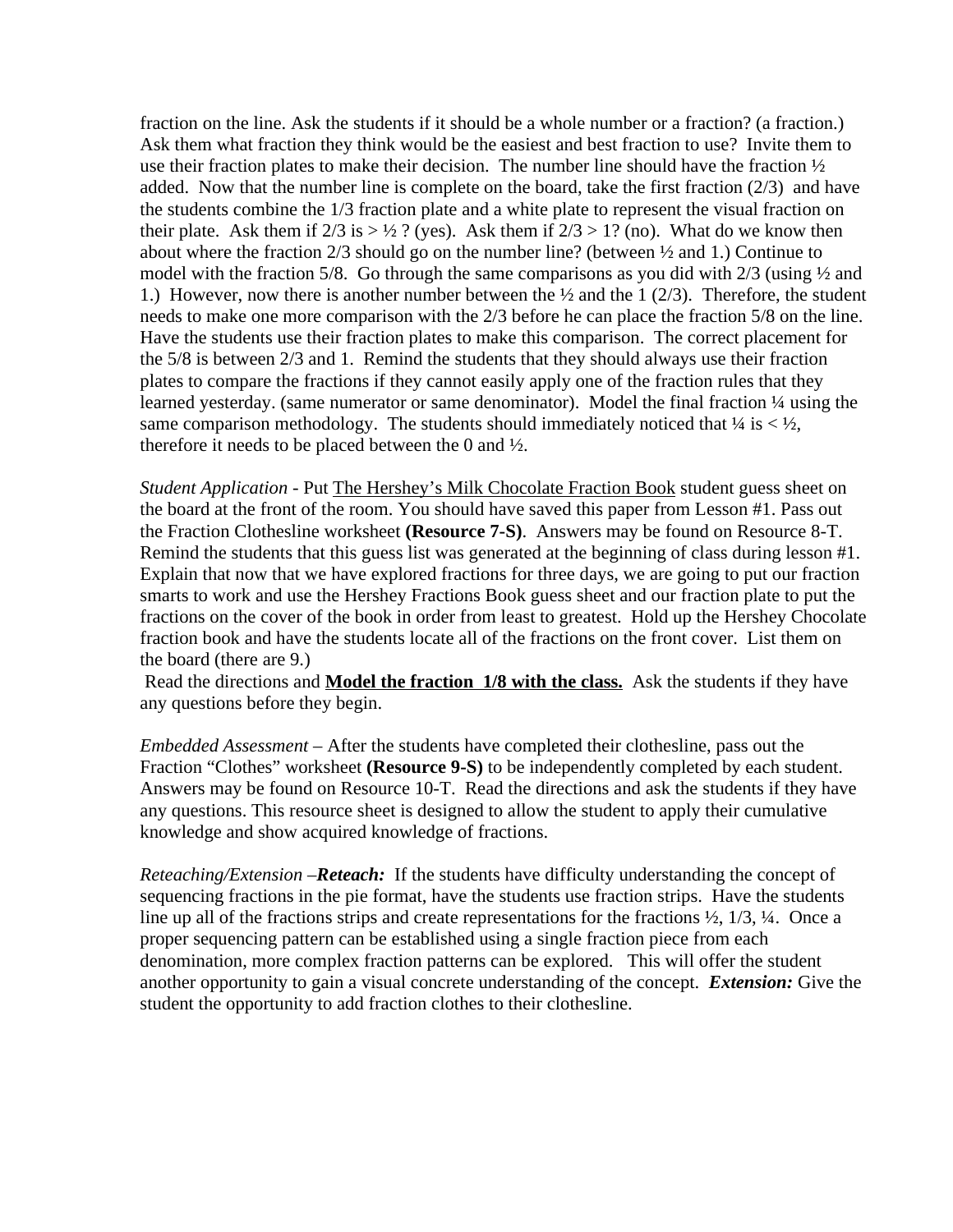fraction on the line. Ask the students if it should be a whole number or a fraction? (a fraction.) Ask them what fraction they think would be the easiest and best fraction to use? Invite them to use their fraction plates to make their decision. The number line should have the fraction ½ added. Now that the number line is complete on the board, take the first fraction (2/3) and have the students combine the 1/3 fraction plate and a white plate to represent the visual fraction on their plate. Ask them if 2/3 is > ½ ? (yes). Ask them if 2/3 > 1? (no). What do we know then about where the fraction 2/3 should go on the number line? (between ½ and 1.) Continue to model with the fraction 5/8. Go through the same comparisons as you did with 2/3 (using ½ and 1.) However, now there is another number between the ½ and the 1 (2/3). Therefore, the student needs to make one more comparison with the 2/3 before he can place the fraction 5/8 on the line. Have the students use their fraction plates to make this comparison. The correct placement for the 5/8 is between 2/3 and 1. Remind the students that they should always use their fraction plates to compare the fractions if they cannot easily apply one of the fraction rules that they learned yesterday. (same numerator or same denominator). Model the final fraction ¼ using the same comparison methodology. The students should immediately noticed that ¼ is < ½, therefore it needs to be placed between the 0 and ½.

*Student Application* - Put <u>The Hershey's Milk Chocolate Fraction Book</u> student guess sheet on the board at the front of the room. You should have saved this paper from Lesson #1. Pass out the Fraction Clothesline worksheet **(Resource 7-S)**. Answers may be found on Resource 8-T. Remind the students that this guess list was generated at the beginning of class during lesson #1. Explain that now that we have explored fractions for three days, we are going to put our fraction smarts to work and use the Hershey Fractions Book guess sheet and our fraction plate to put the fractions on the cover of the book in order from least to greatest. Hold up the Hershey Chocolate fraction book and have the students locate all of the fractions on the front cover. List them on the board (there are 9.)

Read the directions and **<u>Model the fraction 1/8 with the class.</u>** Ask the students if they have any questions before they begin.

*Embedded Assessment* – After the students have completed their clothesline, pass out the Fraction "Clothes" worksheet **(Resource 9-S)** to be independently completed by each student. Answers may be found on Resource 10-T. Read the directions and ask the students if they have any questions. This resource sheet is designed to allow the student to apply their cumulative knowledge and show acquired knowledge of fractions.

*Reteaching/Extension* –***Reteach:*** If the students have difficulty understanding the concept of sequencing fractions in the pie format, have the students use fraction strips. Have the students line up all of the fractions strips and create representations for the fractions ½, 1/3, ¼. Once a proper sequencing pattern can be established using a single fraction piece from each denomination, more complex fraction patterns can be explored. This will offer the student another opportunity to gain a visual concrete understanding of the concept. ***Extension:*** Give the student the opportunity to add fraction clothes to their clothesline.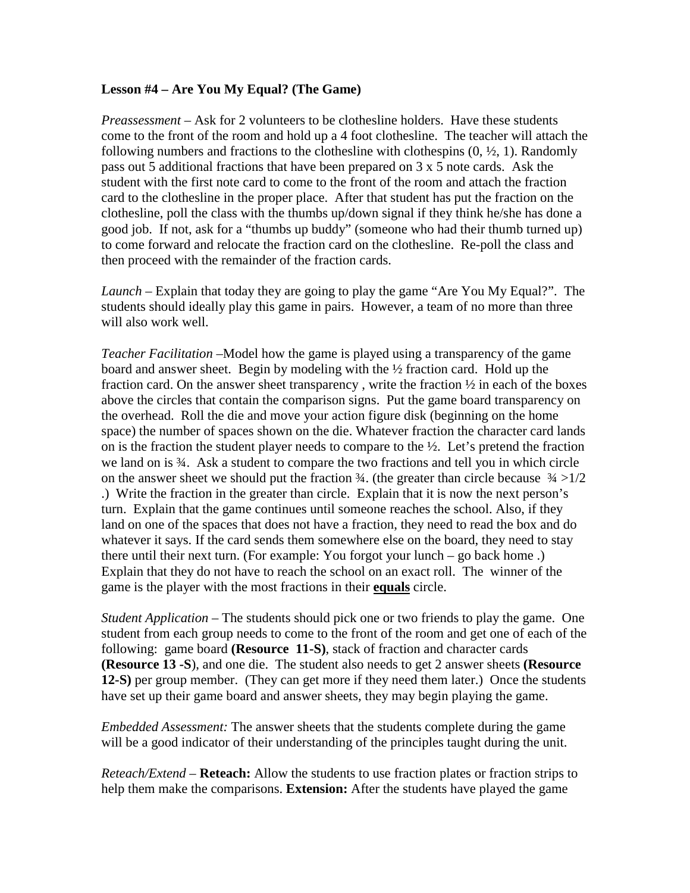**Lesson #4 – Are You My Equal? (The Game)**

*Preassessment* – Ask for 2 volunteers to be clothesline holders. Have these students come to the front of the room and hold up a 4 foot clothesline. The teacher will attach the following numbers and fractions to the clothesline with clothespins (0, ½, 1). Randomly pass out 5 additional fractions that have been prepared on 3 x 5 note cards. Ask the student with the first note card to come to the front of the room and attach the fraction card to the clothesline in the proper place. After that student has put the fraction on the clothesline, poll the class with the thumbs up/down signal if they think he/she has done a good job. If not, ask for a "thumbs up buddy" (someone who had their thumb turned up) to come forward and relocate the fraction card on the clothesline. Re-poll the class and then proceed with the remainder of the fraction cards.

*Launch* – Explain that today they are going to play the game "Are You My Equal?". The students should ideally play this game in pairs. However, a team of no more than three will also work well.

*Teacher Facilitation* –Model how the game is played using a transparency of the game board and answer sheet. Begin by modeling with the ½ fraction card. Hold up the fraction card. On the answer sheet transparency , write the fraction ½ in each of the boxes above the circles that contain the comparison signs. Put the game board transparency on the overhead. Roll the die and move your action figure disk (beginning on the home space) the number of spaces shown on the die. Whatever fraction the character card lands on is the fraction the student player needs to compare to the ½. Let's pretend the fraction we land on is ¾. Ask a student to compare the two fractions and tell you in which circle on the answer sheet we should put the fraction ¾. (the greater than circle because ¾ >1/2 .) Write the fraction in the greater than circle. Explain that it is now the next person's turn. Explain that the game continues until someone reaches the school. Also, if they land on one of the spaces that does not have a fraction, they need to read the box and do whatever it says. If the card sends them somewhere else on the board, they need to stay there until their next turn. (For example: You forgot your lunch – go back home .) Explain that they do not have to reach the school on an exact roll. The winner of the game is the player with the most fractions in their **<u>equals</u>** circle.

*Student Application* – The students should pick one or two friends to play the game. One student from each group needs to come to the front of the room and get one of each of the following: game board **(Resource 11-S)**, stack of fraction and character cards **(Resource 13 -S**), and one die. The student also needs to get 2 answer sheets **(Resource 12-S)** per group member. (They can get more if they need them later.) Once the students have set up their game board and answer sheets, they may begin playing the game.

*Embedded Assessment:* The answer sheets that the students complete during the game will be a good indicator of their understanding of the principles taught during the unit.

*Reteach/Extend* – **Reteach:** Allow the students to use fraction plates or fraction strips to help them make the comparisons. **Extension:** After the students have played the game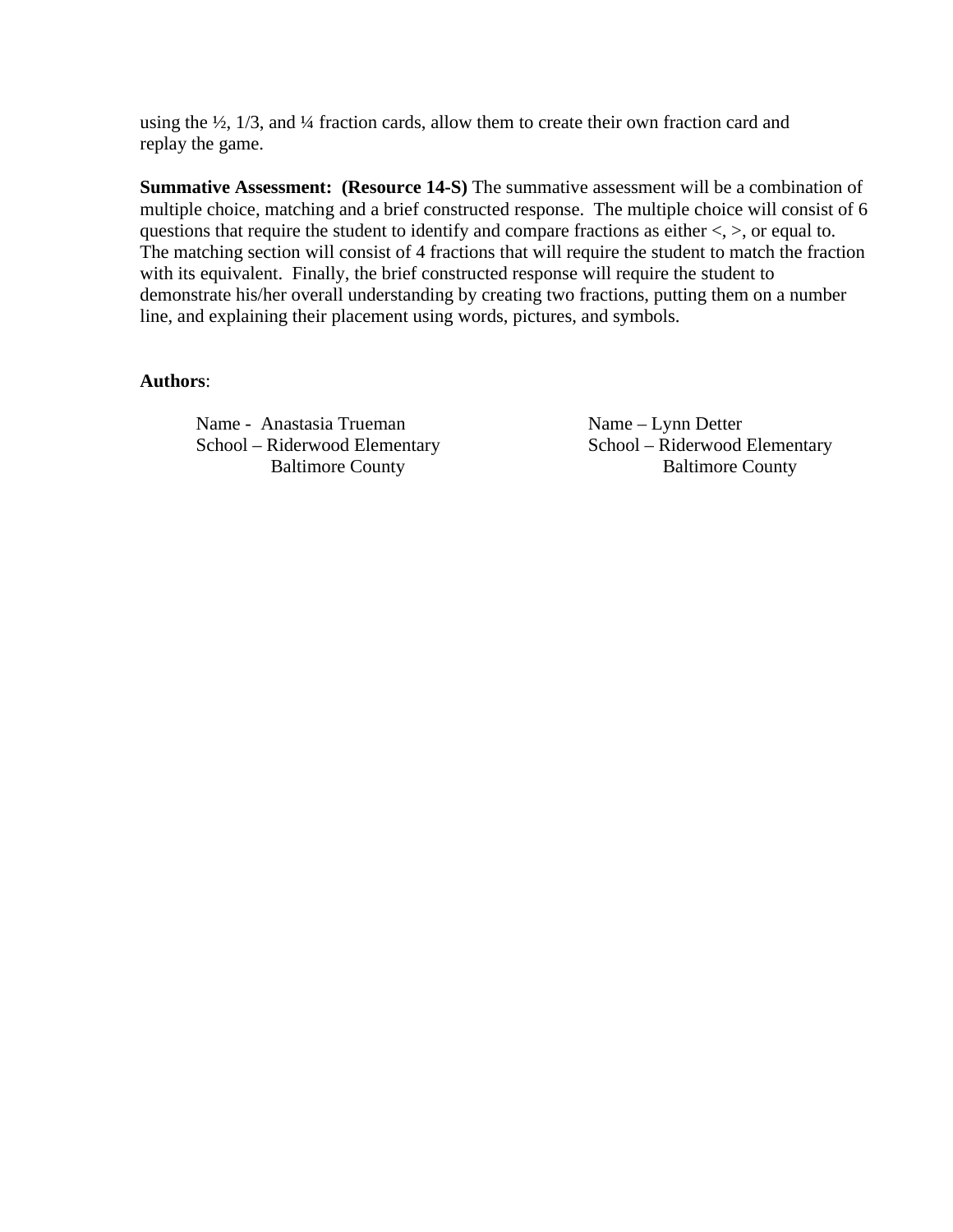using the ½, 1/3, and ¼ fraction cards, allow them to create their own fraction card and replay the game.

**Summative Assessment: (Resource 14-S)** The summative assessment will be a combination of multiple choice, matching and a brief constructed response. The multiple choice will consist of 6 questions that require the student to identify and compare fractions as either <, >, or equal to. The matching section will consist of 4 fractions that will require the student to match the fraction with its equivalent. Finally, the brief constructed response will require the student to demonstrate his/her overall understanding by creating two fractions, putting them on a number line, and explaining their placement using words, pictures, and symbols.

**Authors**:

Name - Anastasia Trueman
School – Riderwood Elementary
Baltimore County

Name – Lynn Detter
School – Riderwood Elementary
Baltimore County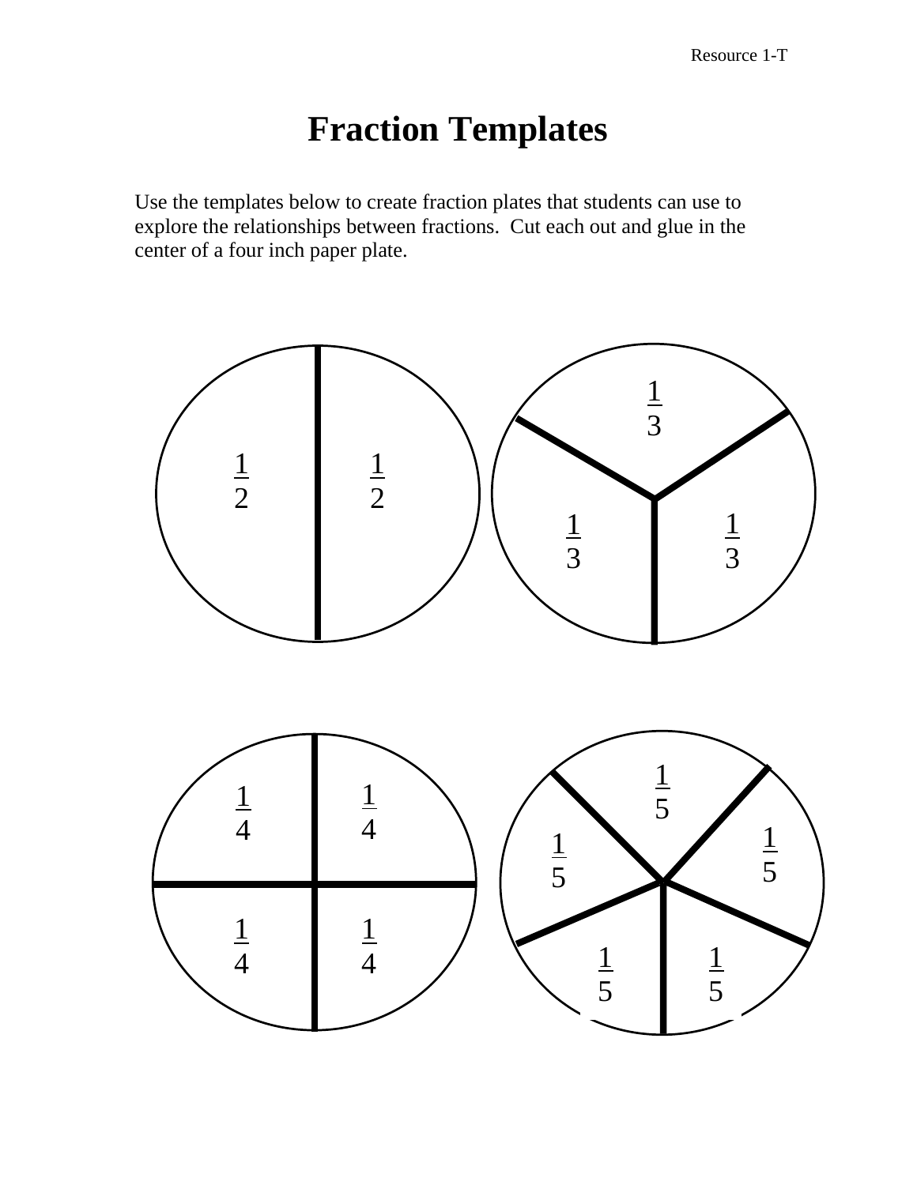# Fraction Templates

Use the templates below to create fraction plates that students can use to explore the relationships between fractions. Cut each out and glue in the center of a four inch paper plate.

$\frac{1}{2}$ $\frac{1}{2}$

$\frac{1}{3}$ $\frac{1}{3}$ $\frac{1}{3}$

$\frac{1}{4}$ $\frac{1}{4}$ $\frac{1}{4}$ $\frac{1}{4}$

$\frac{1}{5}$ $\frac{1}{5}$ $\frac{1}{5}$ $\frac{1}{5}$ $\frac{1}{5}$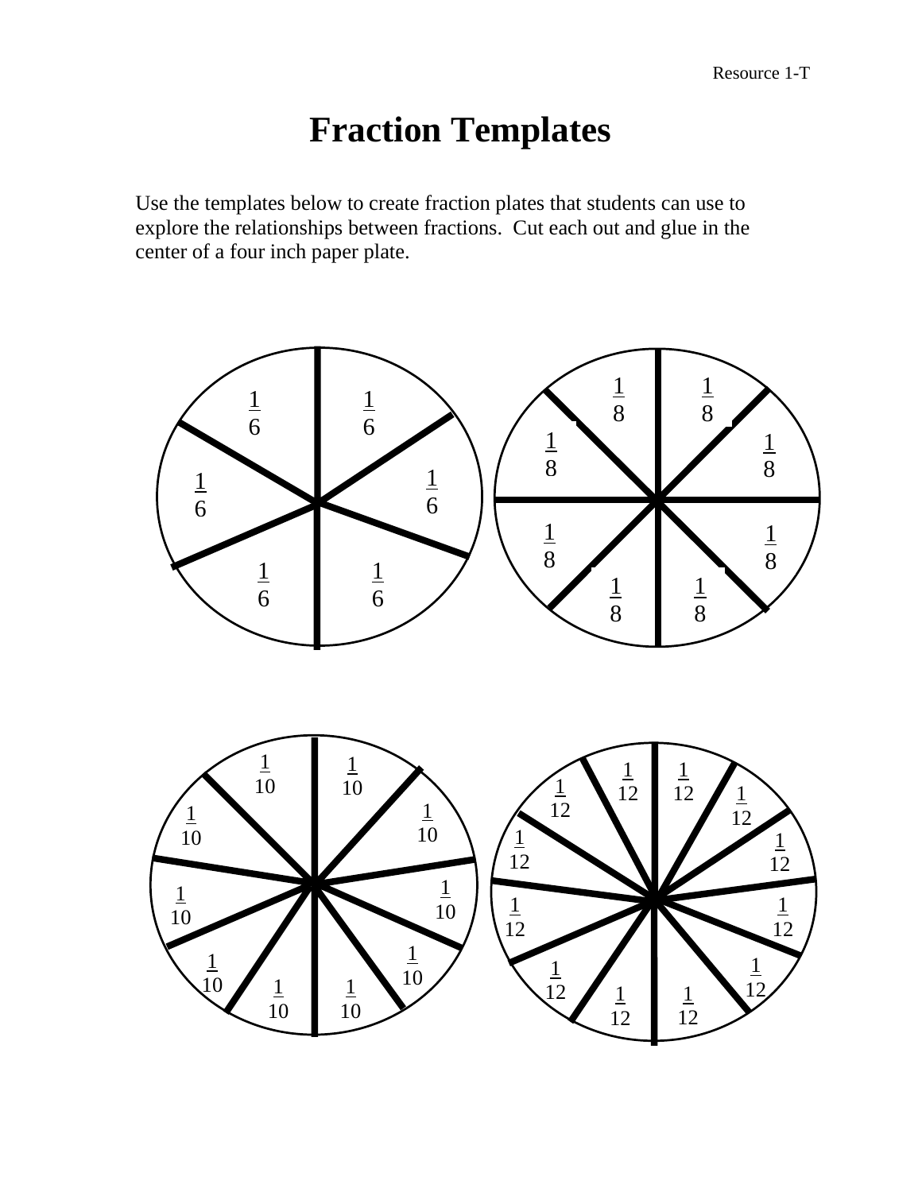# Fraction Templates

Use the templates below to create fraction plates that students can use to explore the relationships between fractions. Cut each out and glue in the center of a four inch paper plate.

$\frac{1}{6}$ $\frac{1}{6}$ $\frac{1}{6}$ $\frac{1}{6}$ $\frac{1}{6}$ $\frac{1}{6}$

$\frac{1}{8}$ $\frac{1}{8}$ $\frac{1}{8}$ $\frac{1}{8}$ $\frac{1}{8}$ $\frac{1}{8}$ $\frac{1}{8}$ $\frac{1}{8}$

$\frac{1}{10}$ $\frac{1}{10}$ $\frac{1}{10}$ $\frac{1}{10}$ $\frac{1}{10}$ $\frac{1}{10}$ $\frac{1}{10}$ $\frac{1}{10}$ $\frac{1}{10}$ $\frac{1}{10}$

$\frac{1}{12}$ $\frac{1}{12}$ $\frac{1}{12}$ $\frac{1}{12}$ $\frac{1}{12}$ $\frac{1}{12}$ $\frac{1}{12}$ $\frac{1}{12}$ $\frac{1}{12}$ $\frac{1}{12}$ $\frac{1}{12}$ $\frac{1}{12}$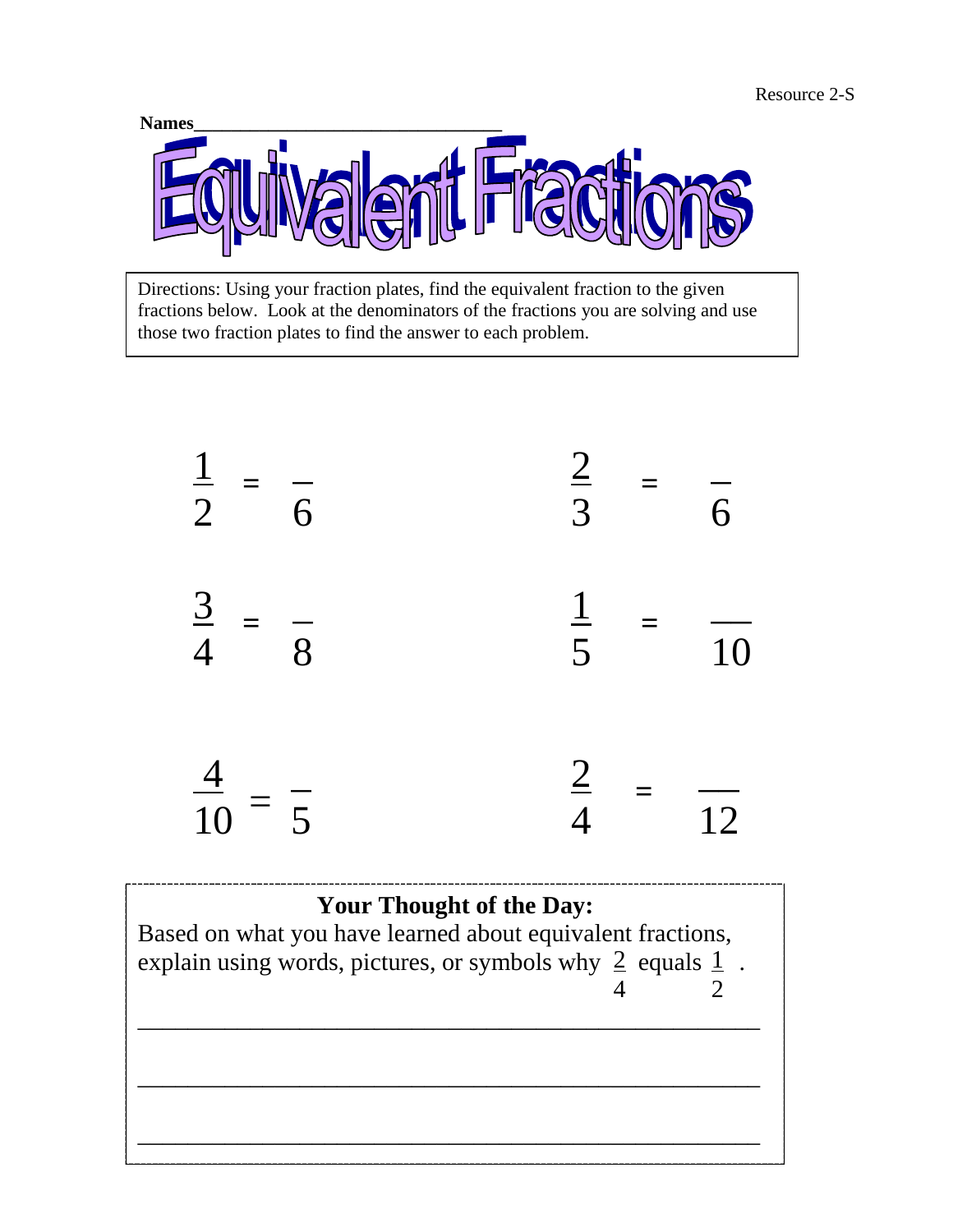Resource 2-S

**Names**\_\_\_\_\_\_\_\_\_\_\_\_\_\_\_\_\_\_\_\_\_\_\_\_\_\_\_\_\_\_\_\_\_\_

# Equivalent Fractions

Directions: Using your fraction plates, find the equivalent fraction to the given fractions below. Look at the denominators of the fractions you are solving and use those two fraction plates to find the answer to each problem.

$\frac{1}{2} = \frac{\_}{6}$ $\qquad\qquad$ $\frac{2}{3} = \frac{\_}{6}$

$\frac{3}{4} = \frac{\_}{8}$ $\qquad\qquad$ $\frac{1}{5} = \frac{\_\_}{10}$

$\frac{4}{10} = \frac{\_}{5}$ $\qquad\qquad$ $\frac{2}{4} = \frac{\_\_}{12}$

**Your Thought of the Day:**

Based on what you have learned about equivalent fractions, explain using words, pictures, or symbols why $\frac{2}{4}$ equals $\frac{1}{2}$.

\_\_\_\_\_\_\_\_\_\_\_\_\_\_\_\_\_\_\_\_\_\_\_\_\_\_\_\_\_\_\_\_\_\_\_\_\_\_\_\_\_\_\_\_\_\_\_\_\_\_\_\_

\_\_\_\_\_\_\_\_\_\_\_\_\_\_\_\_\_\_\_\_\_\_\_\_\_\_\_\_\_\_\_\_\_\_\_\_\_\_\_\_\_\_\_\_\_\_\_\_\_\_\_\_

\_\_\_\_\_\_\_\_\_\_\_\_\_\_\_\_\_\_\_\_\_\_\_\_\_\_\_\_\_\_\_\_\_\_\_\_\_\_\_\_\_\_\_\_\_\_\_\_\_\_\_\_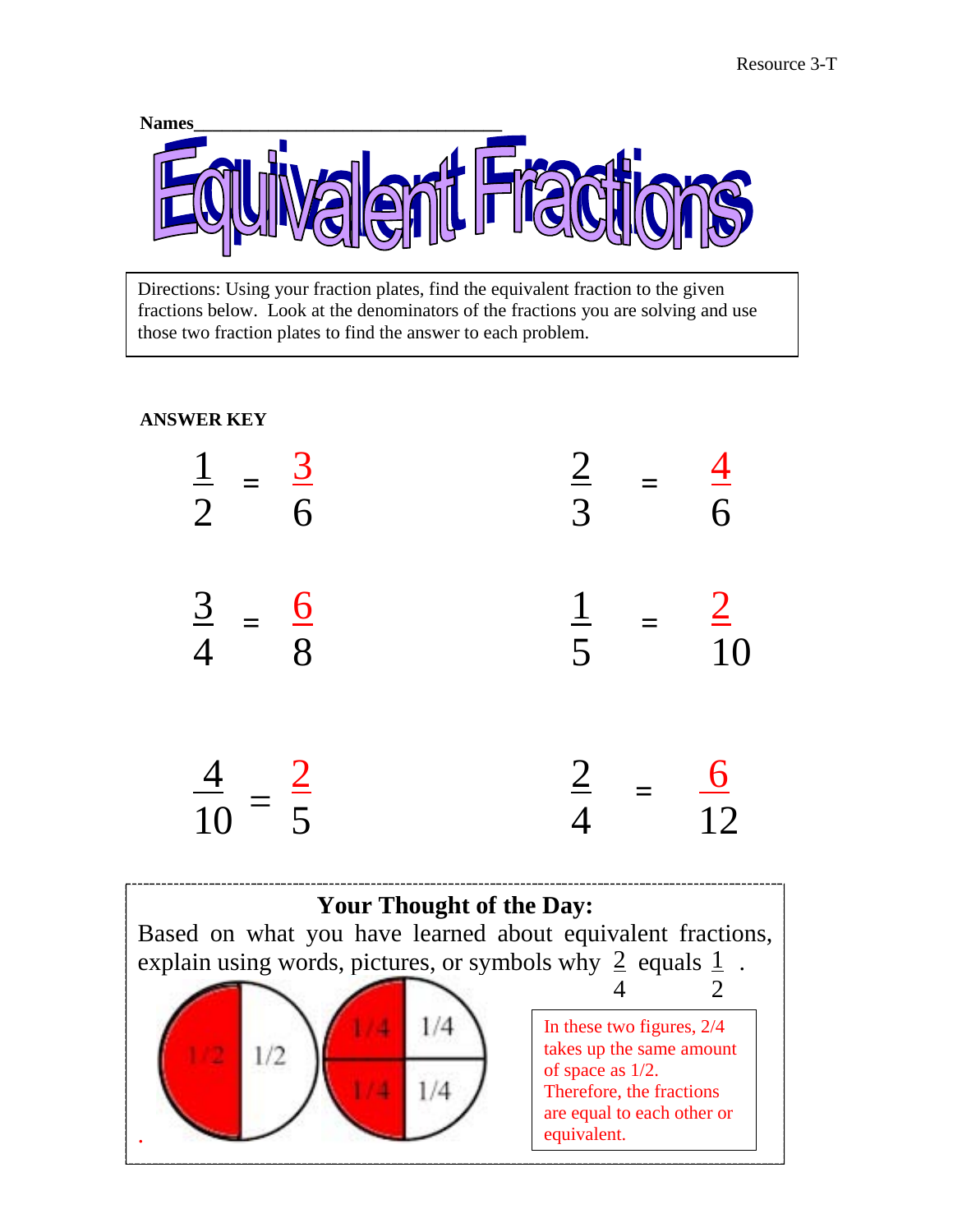Names________________________________

# Equivalent Fractions

Directions: Using your fraction plates, find the equivalent fraction to the given fractions below. Look at the denominators of the fractions you are solving and use those two fraction plates to find the answer to each problem.

**ANSWER KEY**

$\frac{1}{2} = \frac{3}{6}$

$\frac{2}{3} = \frac{4}{6}$

$\frac{3}{4} = \frac{6}{8}$

$\frac{1}{5} = \frac{2}{10}$

$\frac{4}{10} = \frac{2}{5}$

$\frac{2}{4} = \frac{6}{12}$

**Your Thought of the Day:**

Based on what you have learned about equivalent fractions, explain using words, pictures, or symbols why $\frac{2}{4}$ equals $\frac{1}{2}$ .

1/2 1/2

1/4 1/4 1/4 1/4

In these two figures, 2/4 takes up the same amount of space as 1/2. Therefore, the fractions are equal to each other or equivalent.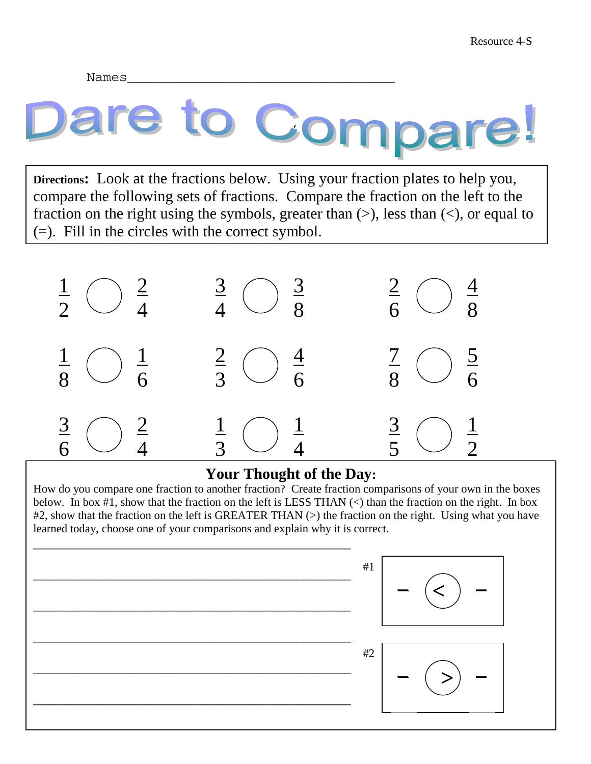Resource 4-S

Names_____________________________________

# Dare to Compare!

**Directions:** Look at the fractions below. Using your fraction plates to help you, compare the following sets of fractions. Compare the fraction on the left to the fraction on the right using the symbols, greater than (>), less than (<), or equal to (=). Fill in the circles with the correct symbol.

$\frac{1}{2}$ ◯ $\frac{2}{4}$  $\frac{3}{4}$ ◯ $\frac{3}{8}$  $\frac{2}{6}$ ◯ $\frac{4}{8}$

$\frac{1}{8}$ ◯ $\frac{1}{6}$  $\frac{2}{3}$ ◯ $\frac{4}{6}$  $\frac{7}{8}$ ◯ $\frac{5}{6}$

$\frac{3}{6}$ ◯ $\frac{2}{4}$  $\frac{1}{3}$ ◯ $\frac{1}{4}$  $\frac{3}{5}$ ◯ $\frac{1}{2}$

## Your Thought of the Day:

How do you compare one fraction to another fraction? Create fraction comparisons of your own in the boxes below. In box #1, show that the fraction on the left is LESS THAN (<) than the fraction on the right. In box #2, show that the fraction on the left is GREATER THAN (>) the fraction on the right. Using what you have learned today, choose one of your comparisons and explain why it is correct.

_______________________________________________

_______________________________________________

_______________________________________________

_______________________________________________

_______________________________________________

_______________________________________________

#1 $\frac{\phantom{0}}{\phantom{0}}$ < $\frac{\phantom{0}}{\phantom{0}}$

#2 $\frac{\phantom{0}}{\phantom{0}}$ > $\frac{\phantom{0}}{\phantom{0}}$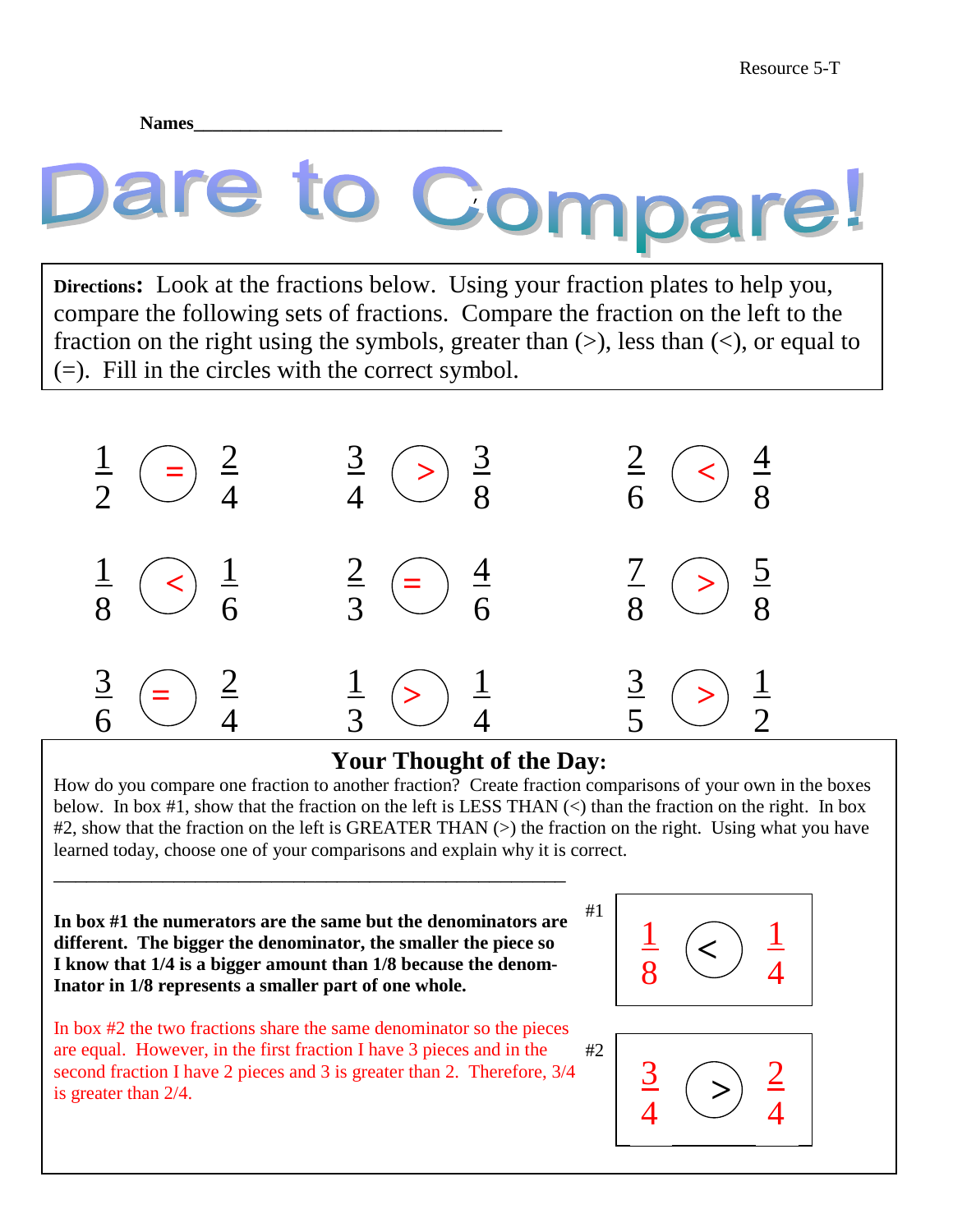Resource 5-T

**Names**________________________________

# Dare to Compare!

**Directions:** Look at the fractions below. Using your fraction plates to help you, compare the following sets of fractions. Compare the fraction on the left to the fraction on the right using the symbols, greater than (>), less than (<), or equal to (=). Fill in the circles with the correct symbol.

$\frac{1}{2} = \frac{2}{4}$ $\frac{3}{4} > \frac{3}{8}$ $\frac{2}{6} < \frac{4}{8}$

$\frac{1}{8} < \frac{1}{6}$ $\frac{2}{3} = \frac{4}{6}$ $\frac{7}{8} > \frac{5}{8}$

$\frac{3}{6} = \frac{2}{4}$ $\frac{1}{3} > \frac{1}{4}$ $\frac{3}{5} > \frac{1}{2}$

## Your Thought of the Day:

How do you compare one fraction to another fraction? Create fraction comparisons of your own in the boxes below. In box #1, show that the fraction on the left is LESS THAN (<) than the fraction on the right. In box #2, show that the fraction on the left is GREATER THAN (>) the fraction on the right. Using what you have learned today, choose one of your comparisons and explain why it is correct.

______________________________________________________

**In box #1 the numerators are the same but the denominators are different. The bigger the denominator, the smaller the piece so I know that 1/4 is a bigger amount than 1/8 because the denom-Inator in 1/8 represents a smaller part of one whole.**

In box #2 the two fractions share the same denominator so the pieces are equal. However, in the first fraction I have 3 pieces and in the second fraction I have 2 pieces and 3 is greater than 2. Therefore, 3/4 is greater than 2/4.

#1 $\frac{1}{8} < \frac{1}{4}$

#2 $\frac{3}{4} > \frac{2}{4}$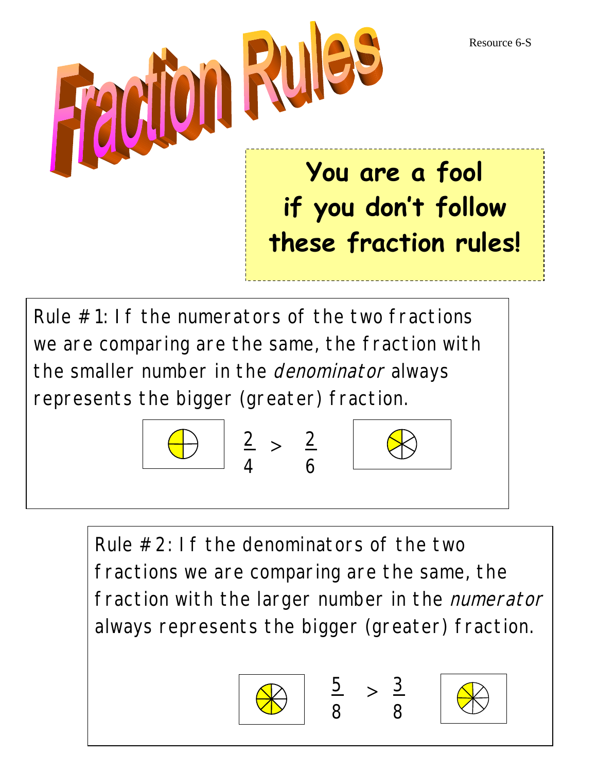Resource 6-S

# Fraction Rules

**You are a fool if you don't follow these fraction rules!**

Rule # 1: If the numerators of the two fractions we are comparing are the same, the fraction with the smaller number in the *denominator* always represents the bigger (greater) fraction.

$$\frac{2}{4} > \frac{2}{6}$$

Rule # 2: If the denominators of the two fractions we are comparing are the same, the fraction with the larger number in the *numerator* always represents the bigger (greater) fraction.

$$\frac{5}{8} > \frac{3}{8}$$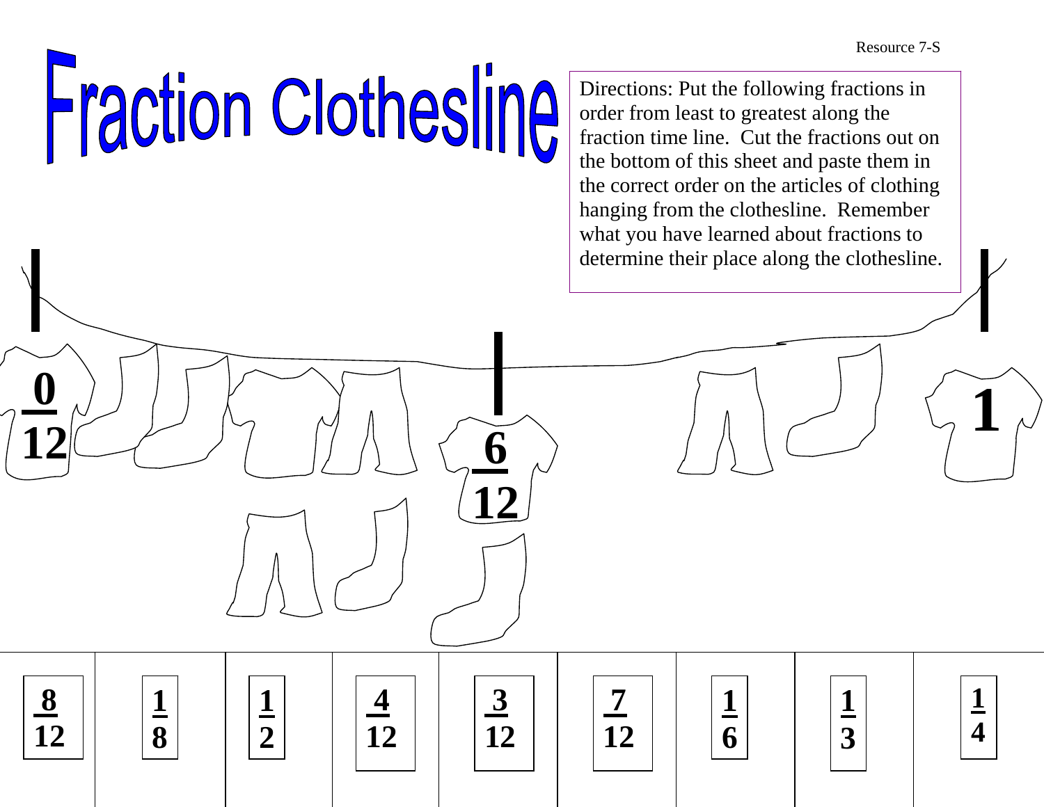Resource 7-S

# Fraction Clothesline

Directions: Put the following fractions in order from least to greatest along the fraction time line. Cut the fractions out on the bottom of this sheet and paste them in the correct order on the articles of clothing hanging from the clothesline. Remember what you have learned about fractions to determine their place along the clothesline.

$\frac{0}{12}$

$\frac{6}{12}$

**1**

| $\frac{8}{12}$ | $\frac{1}{8}$ | $\frac{1}{2}$ | $\frac{4}{12}$ | $\frac{3}{12}$ | $\frac{7}{12}$ | $\frac{1}{6}$ | $\frac{1}{3}$ | $\frac{1}{4}$ |
|---|---|---|---|---|---|---|---|---|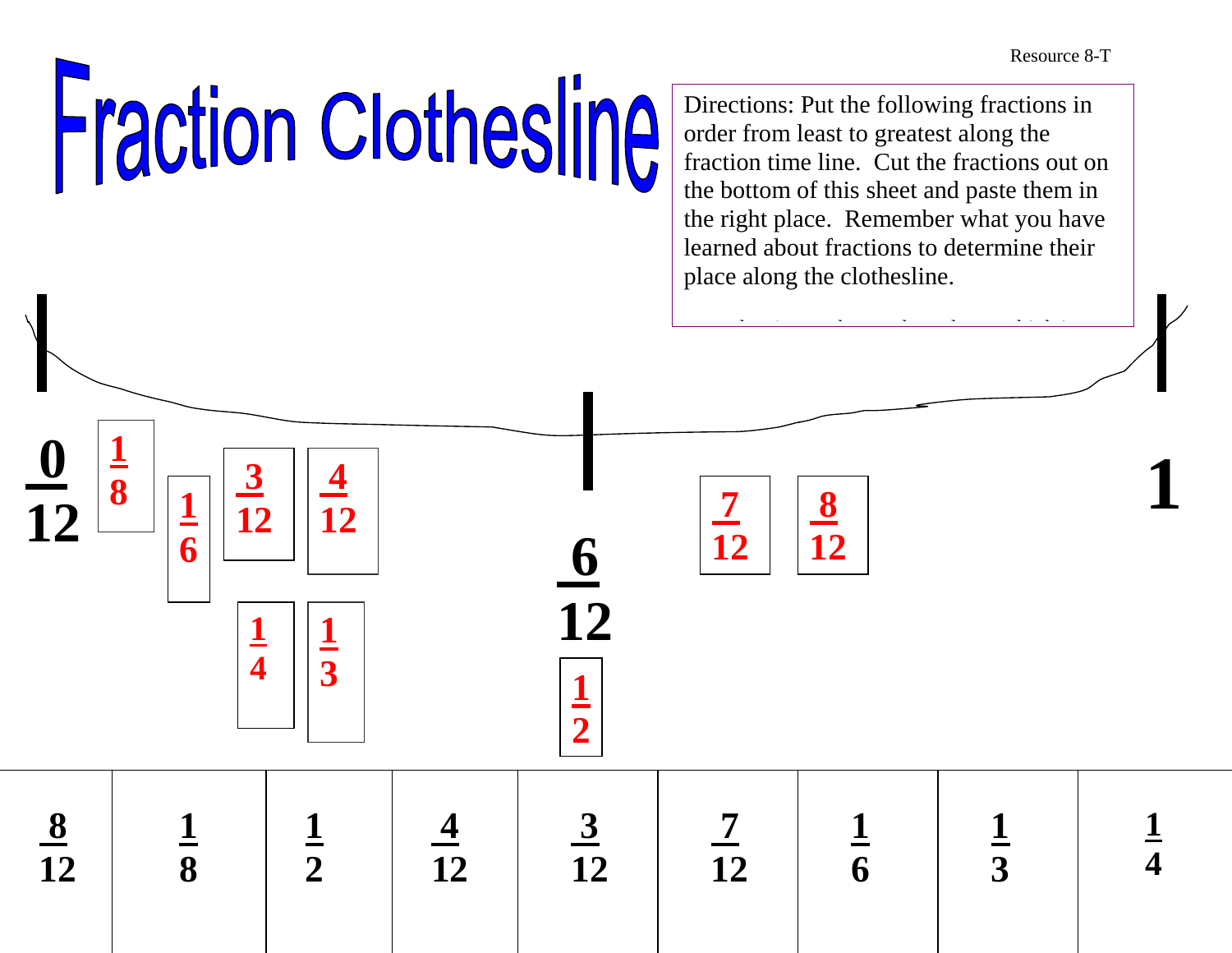Resource 8-T

# Fraction Clothesline

Directions: Put the following fractions in order from least to greatest along the fraction time line. Cut the fractions out on the bottom of this sheet and paste them in the right place. Remember what you have learned about fractions to determine their place along the clothesline.

$\frac{0}{12}$ $\frac{1}{8}$ $\frac{1}{6}$ $\frac{3}{12}$ $\frac{4}{12}$ $\frac{1}{4}$ $\frac{1}{3}$ $\frac{6}{12}$ $\frac{1}{2}$ $\frac{7}{12}$ $\frac{8}{12}$ 1

| $\frac{8}{12}$ | $\frac{1}{8}$ | $\frac{1}{2}$ | $\frac{4}{12}$ | $\frac{3}{12}$ | $\frac{7}{12}$ | $\frac{1}{6}$ | $\frac{1}{3}$ | $\frac{1}{4}$ |
|---|---|---|---|---|---|---|---|---|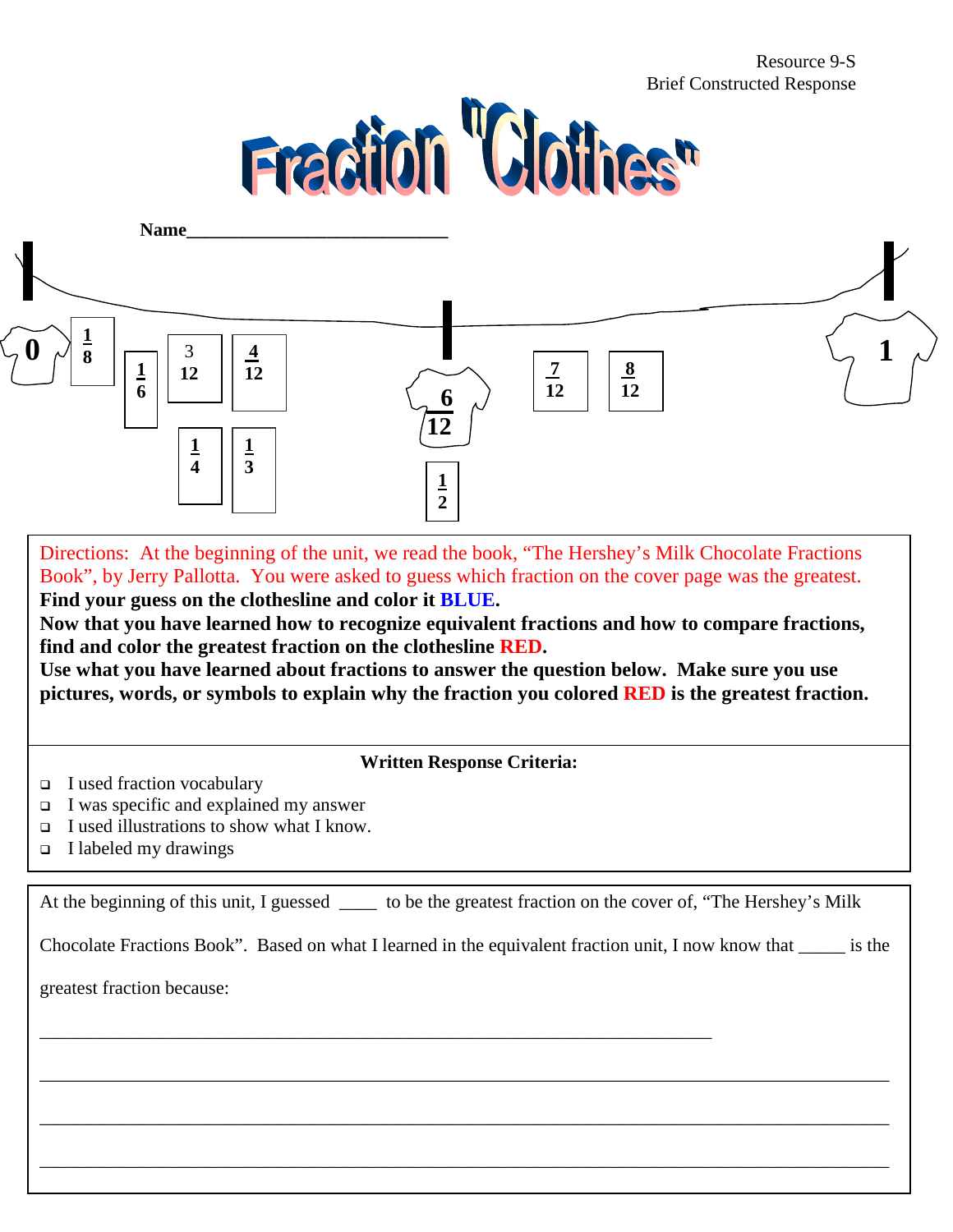Resource 9-S
Brief Constructed Response

# Fraction "Clothes"

**Name**______________________________

0 $\frac{1}{8}$ $\frac{1}{6}$ $\frac{3}{12}$ $\frac{4}{12}$ $\frac{1}{4}$ $\frac{1}{3}$ $\frac{6}{12}$ $\frac{1}{2}$ $\frac{7}{12}$ $\frac{8}{12}$ 1

Directions: At the beginning of the unit, we read the book, "The Hershey's Milk Chocolate Fractions Book", by Jerry Pallotta. You were asked to guess which fraction on the cover page was the greatest.
**Find your guess on the clothesline and color it BLUE.**
**Now that you have learned how to recognize equivalent fractions and how to compare fractions, find and color the greatest fraction on the clothesline RED.**
**Use what you have learned about fractions to answer the question below. Make sure you use pictures, words, or symbols to explain why the fraction you colored RED is the greatest fraction.**

**Written Response Criteria:**

- I used fraction vocabulary
- I was specific and explained my answer
- I used illustrations to show what I know.
- I labeled my drawings

At the beginning of this unit, I guessed ____ to be the greatest fraction on the cover of, "The Hershey's Milk Chocolate Fractions Book". Based on what I learned in the equivalent fraction unit, I now know that _____ is the greatest fraction because:

_______________________________________________________________________

_______________________________________________________________________

_______________________________________________________________________

_______________________________________________________________________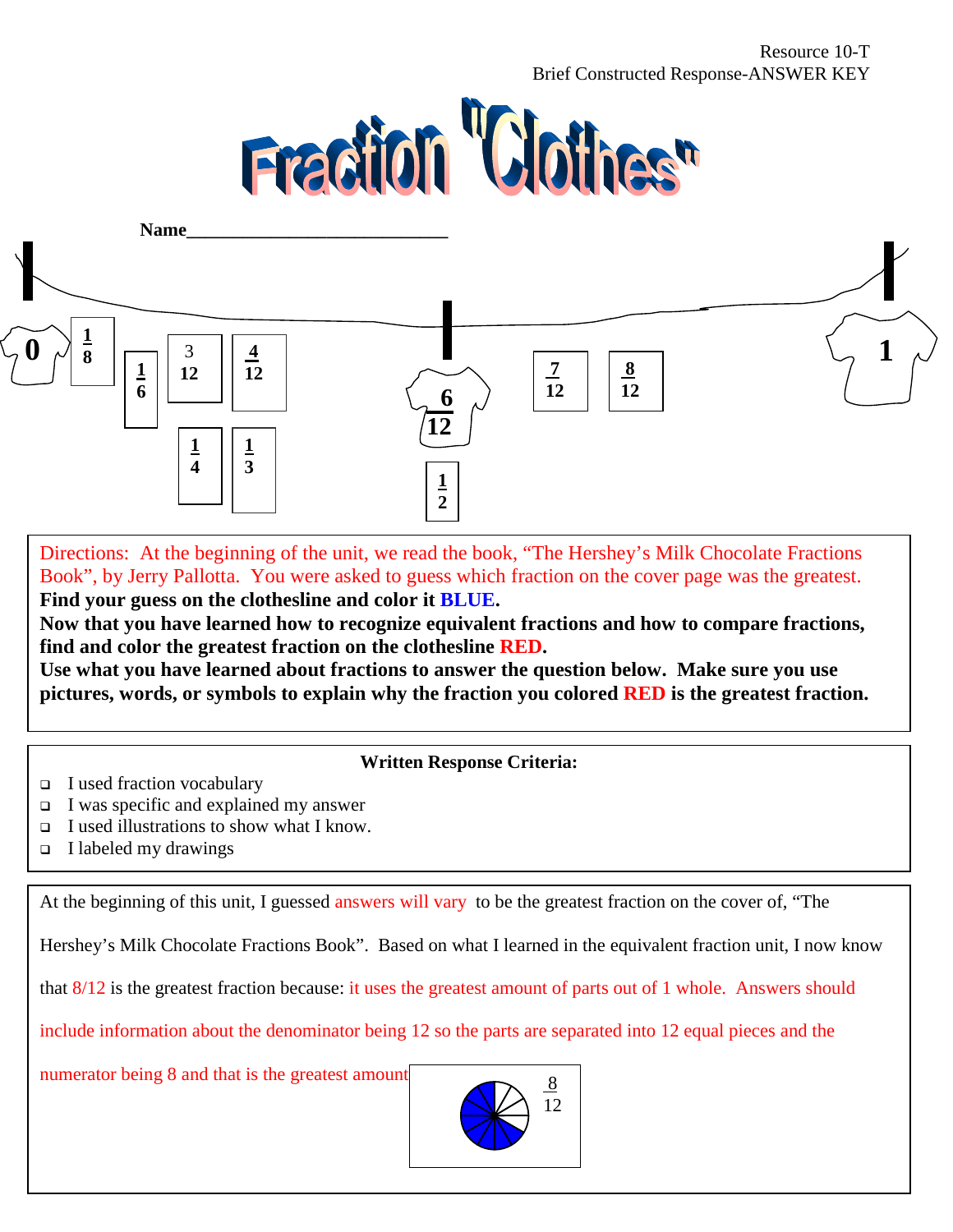Resource 10-T
Brief Constructed Response-ANSWER KEY

# Fraction "Clothes"

**Name**_____________________________

0 $\frac{1}{8}$ $\frac{1}{6}$ $\frac{3}{12}$ $\frac{4}{12}$ $\frac{1}{4}$ $\frac{1}{3}$ $\frac{6}{12}$ $\frac{1}{2}$ $\frac{7}{12}$ $\frac{8}{12}$ 1

Directions: At the beginning of the unit, we read the book, "The Hershey's Milk Chocolate Fractions Book", by Jerry Pallotta. You were asked to guess which fraction on the cover page was the greatest. **Find your guess on the clothesline and color it BLUE.**
**Now that you have learned how to recognize equivalent fractions and how to compare fractions, find and color the greatest fraction on the clothesline RED.**
**Use what you have learned about fractions to answer the question below. Make sure you use pictures, words, or symbols to explain why the fraction you colored RED is the greatest fraction.**

**Written Response Criteria:**

- I used fraction vocabulary
- I was specific and explained my answer
- I used illustrations to show what I know.
- I labeled my drawings

At the beginning of this unit, I guessed answers will vary to be the greatest fraction on the cover of, "The Hershey's Milk Chocolate Fractions Book". Based on what I learned in the equivalent fraction unit, I now know that 8/12 is the greatest fraction because: it uses the greatest amount of parts out of 1 whole. Answers should include information about the denominator being 12 so the parts are separated into 12 equal pieces and the numerator being 8 and that is the greatest amount

$\frac{8}{12}$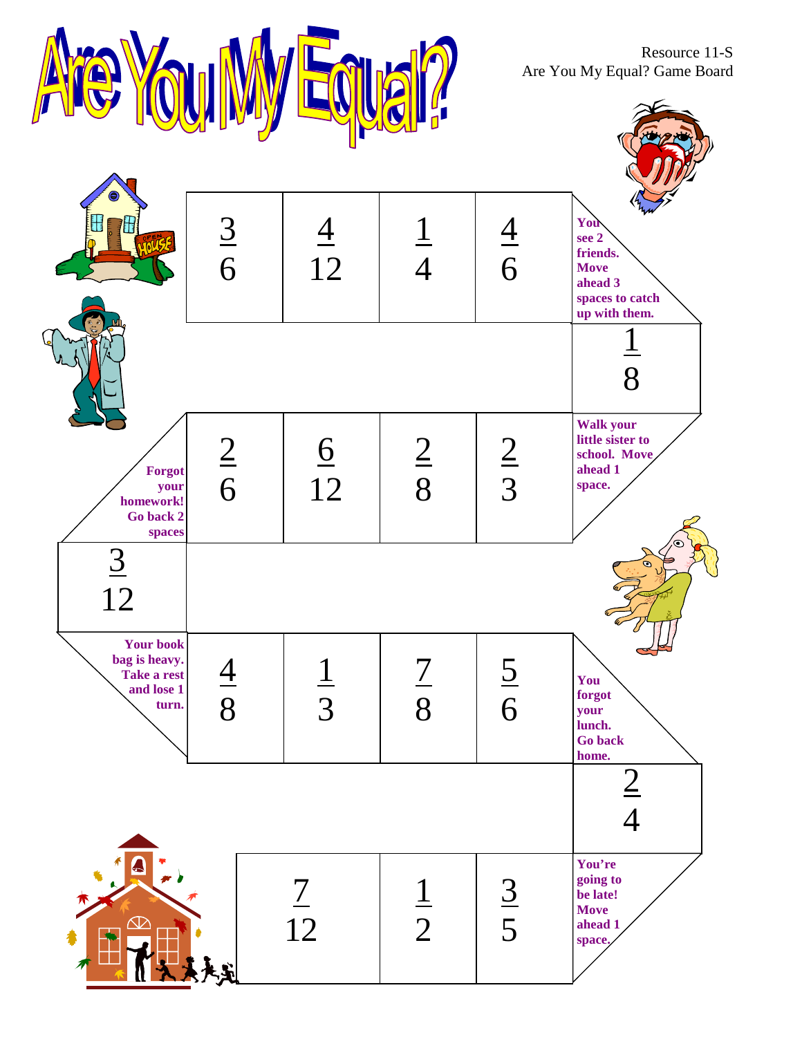# Are You My Equal?

Resource 11-S
Are You My Equal? Game Board

| $\frac{3}{6}$ | $\frac{4}{12}$ | $\frac{1}{4}$ | $\frac{4}{6}$ | **You see 2 friends. Move ahead 3 spaces to catch up with them.** |
|---|---|---|---|---|

$\frac{1}{8}$

| **Forgot your homework! Go back 2 spaces** | $\frac{2}{6}$ | $\frac{6}{12}$ | $\frac{2}{8}$ | $\frac{2}{3}$ | **Walk your little sister to school. Move ahead 1 space.** |
|---|---|---|---|---|---|

$\frac{3}{12}$

| **Your book bag is heavy. Take a rest and lose 1 turn.** | $\frac{4}{8}$ | $\frac{1}{3}$ | $\frac{7}{8}$ | $\frac{5}{6}$ | **You forgot your lunch. Go back home.** |
|---|---|---|---|---|---|

$\frac{2}{4}$

| $\frac{7}{12}$ | $\frac{1}{2}$ | $\frac{3}{5}$ | **You're going to be late! Move ahead 1 space.** |
|---|---|---|---|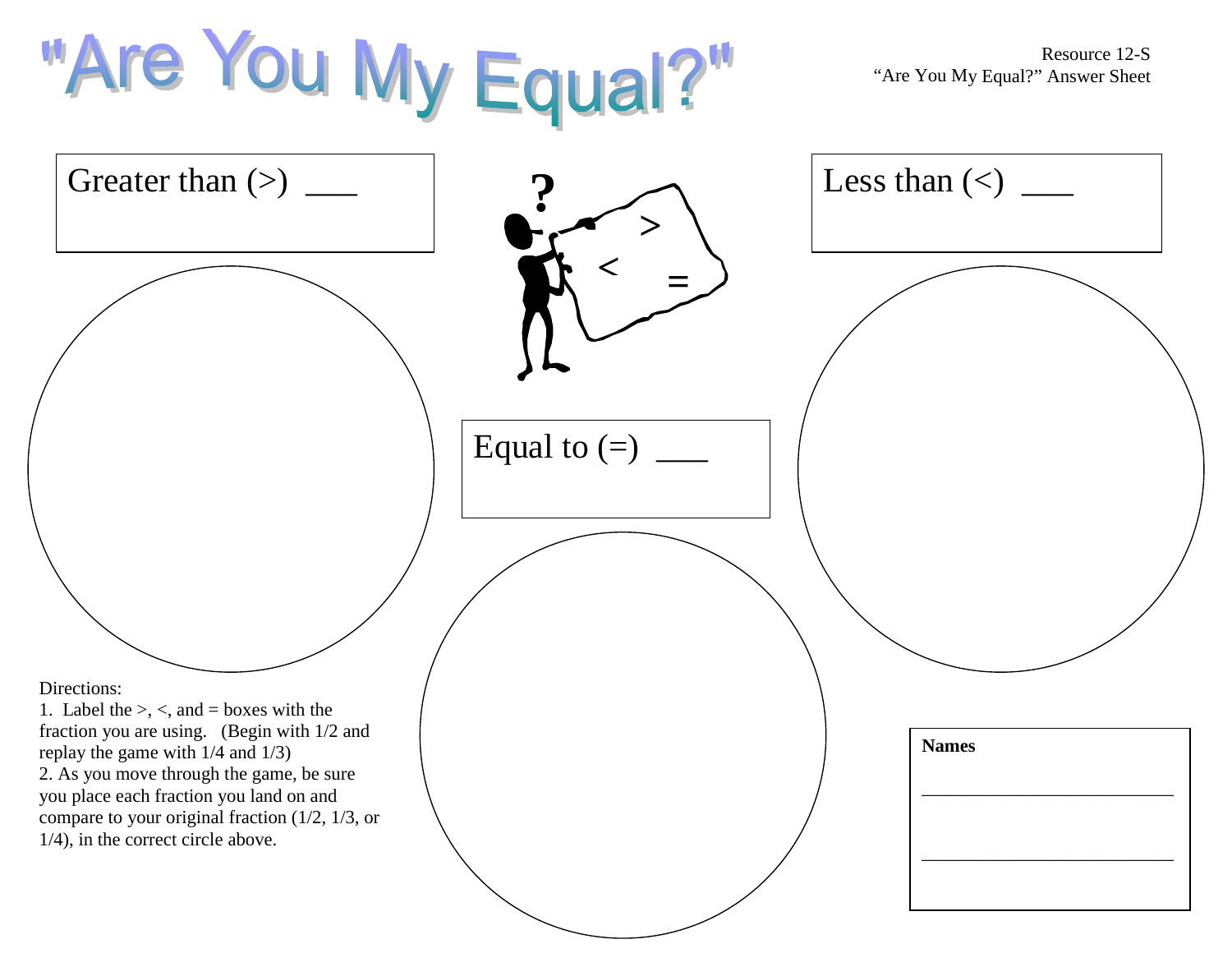# "Are You My Equal?"

Resource 12-S
"Are You My Equal?" Answer Sheet

Greater than (>) ___

Less than (<) ___

Equal to (=) ___

Directions:
1. Label the >, <, and = boxes with the fraction you are using. (Begin with 1/2 and replay the game with 1/4 and 1/3)
2. As you move through the game, be sure you place each fraction you land on and compare to your original fraction (1/2, 1/3, or 1/4), in the correct circle above.

**Names**

___________________________

___________________________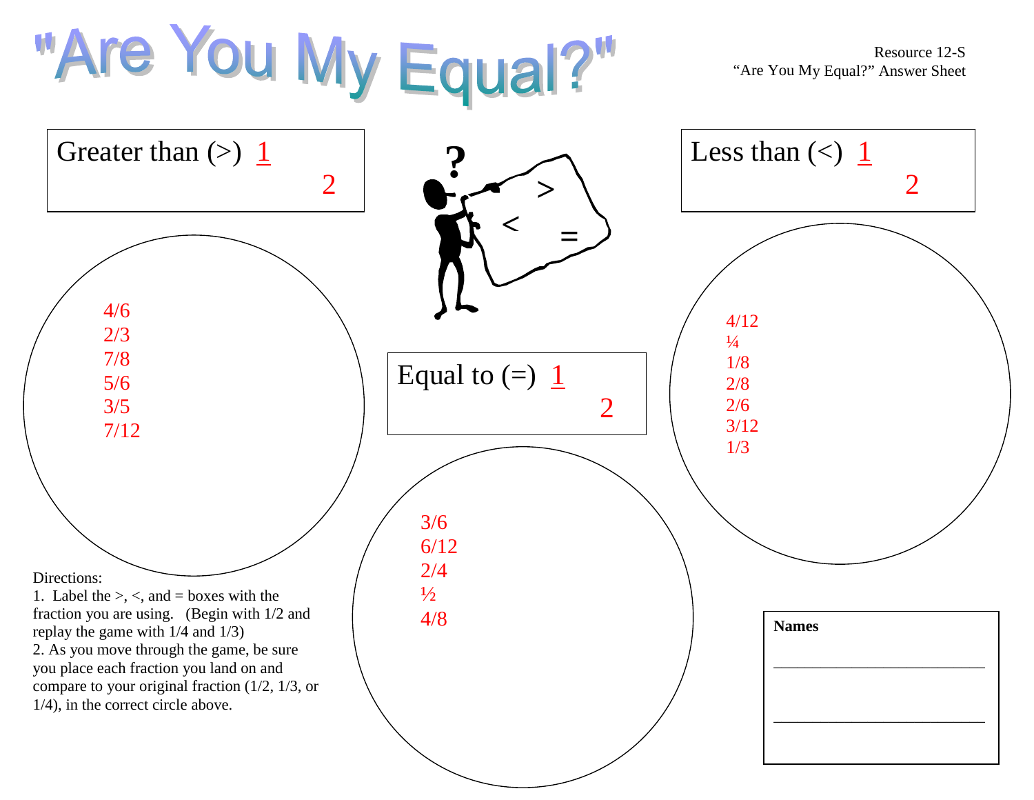# "Are You My Equal?"

Resource 12-S
"Are You My Equal?" Answer Sheet

**Greater than (>)** $\frac{1}{2}$

4/6
2/3
7/8
5/6
3/5
7/12

**Less than (<)** $\frac{1}{2}$

4/12
¼
1/8
2/8
2/6
3/12
1/3

**Equal to (=)** $\frac{1}{2}$

3/6
6/12
2/4
½
4/8

Directions:

1. Label the >, <, and = boxes with the fraction you are using. (Begin with 1/2 and replay the game with 1/4 and 1/3)
2. As you move through the game, be sure you place each fraction you land on and compare to your original fraction (1/2, 1/3, or 1/4), in the correct circle above.

**Names**

\_\_\_\_\_\_\_\_\_\_\_\_\_\_\_\_\_\_\_\_\_\_\_\_\_\_\_\_

\_\_\_\_\_\_\_\_\_\_\_\_\_\_\_\_\_\_\_\_\_\_\_\_\_\_\_\_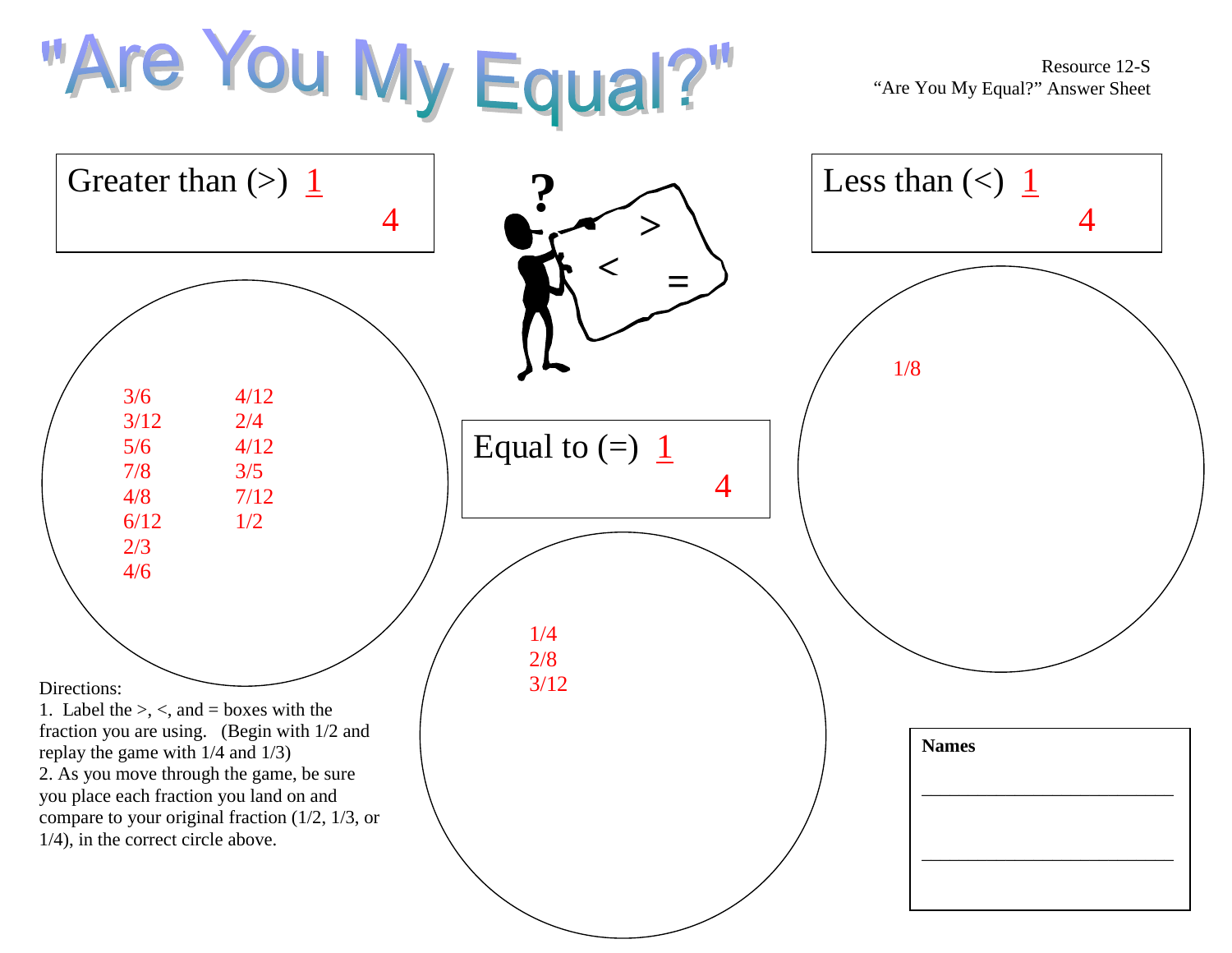# "Are You My Equal?"

Resource 12-S
"Are You My Equal?" Answer Sheet

**Greater than (>)** $\frac{1}{4}$

3/6
3/12
5/6
7/8
4/8
6/12
2/3
4/6
4/12
2/4
4/12
3/5
7/12
1/2

**Less than (<)** $\frac{1}{4}$

1/8

**Equal to (=)** $\frac{1}{4}$

1/4
2/8
3/12

Directions:

1. Label the >, <, and = boxes with the fraction you are using. (Begin with 1/2 and replay the game with 1/4 and 1/3)
2. As you move through the game, be sure you place each fraction you land on and compare to your original fraction (1/2, 1/3, or 1/4), in the correct circle above.

**Names**

\_\_\_\_\_\_\_\_\_\_\_\_\_\_\_\_\_\_\_\_\_\_\_\_\_\_\_\_

\_\_\_\_\_\_\_\_\_\_\_\_\_\_\_\_\_\_\_\_\_\_\_\_\_\_\_\_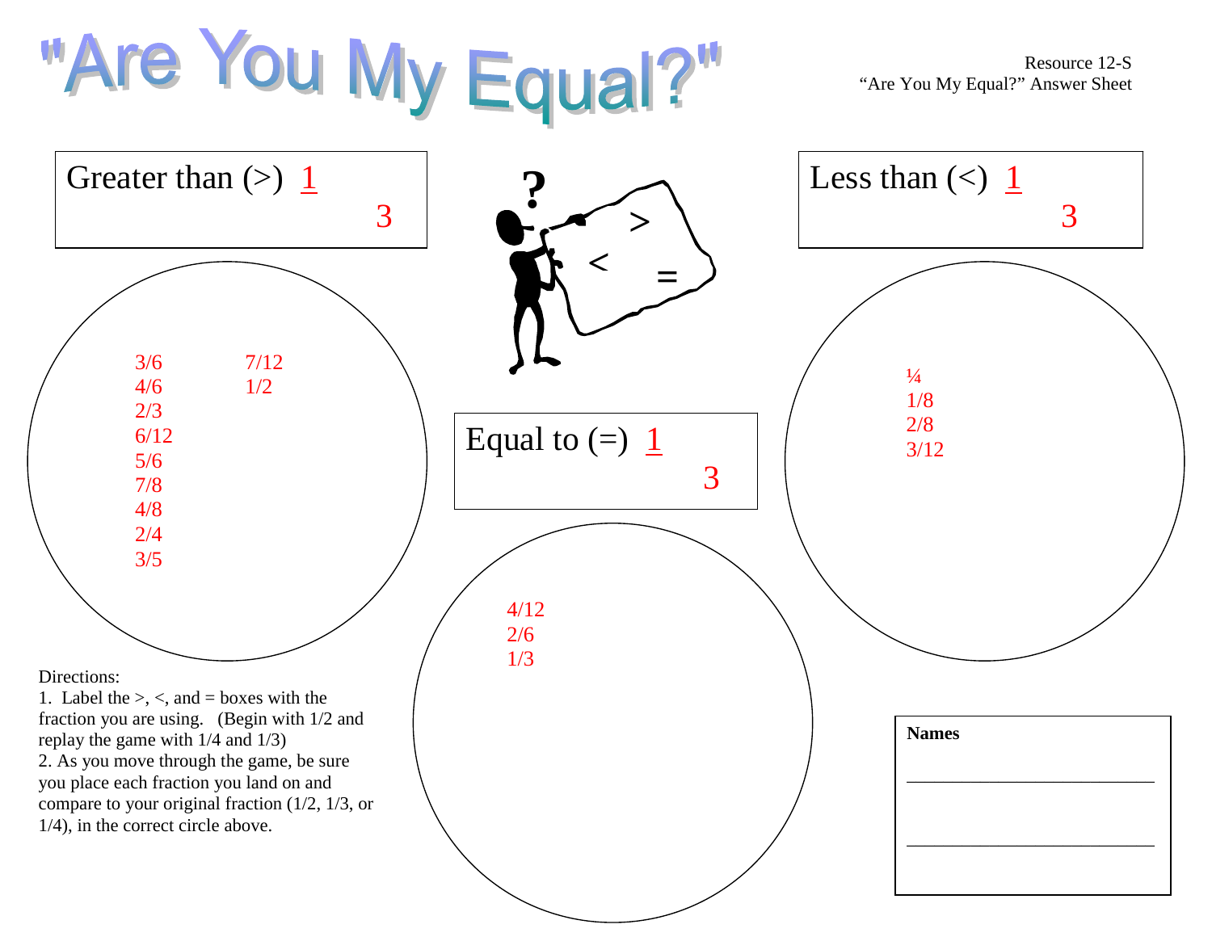# "Are You My Equal?"

Resource 12-S
"Are You My Equal?" Answer Sheet

**Greater than (>)** $\frac{1}{3}$

3/6
4/6
2/3
6/12
5/6
7/8
4/8
2/4
3/5
7/12
1/2

**Less than (<)** $\frac{1}{3}$

¼
1/8
2/8
3/12

**Equal to (=)** $\frac{1}{3}$

4/12
2/6
1/3

Directions:
1. Label the >, <, and = boxes with the fraction you are using. (Begin with 1/2 and replay the game with 1/4 and 1/3)
2. As you move through the game, be sure you place each fraction you land on and compare to your original fraction (1/2, 1/3, or 1/4), in the correct circle above.

**Names**

\_\_\_\_\_\_\_\_\_\_\_\_\_\_\_\_\_\_\_\_\_\_\_\_\_\_\_\_

\_\_\_\_\_\_\_\_\_\_\_\_\_\_\_\_\_\_\_\_\_\_\_\_\_\_\_\_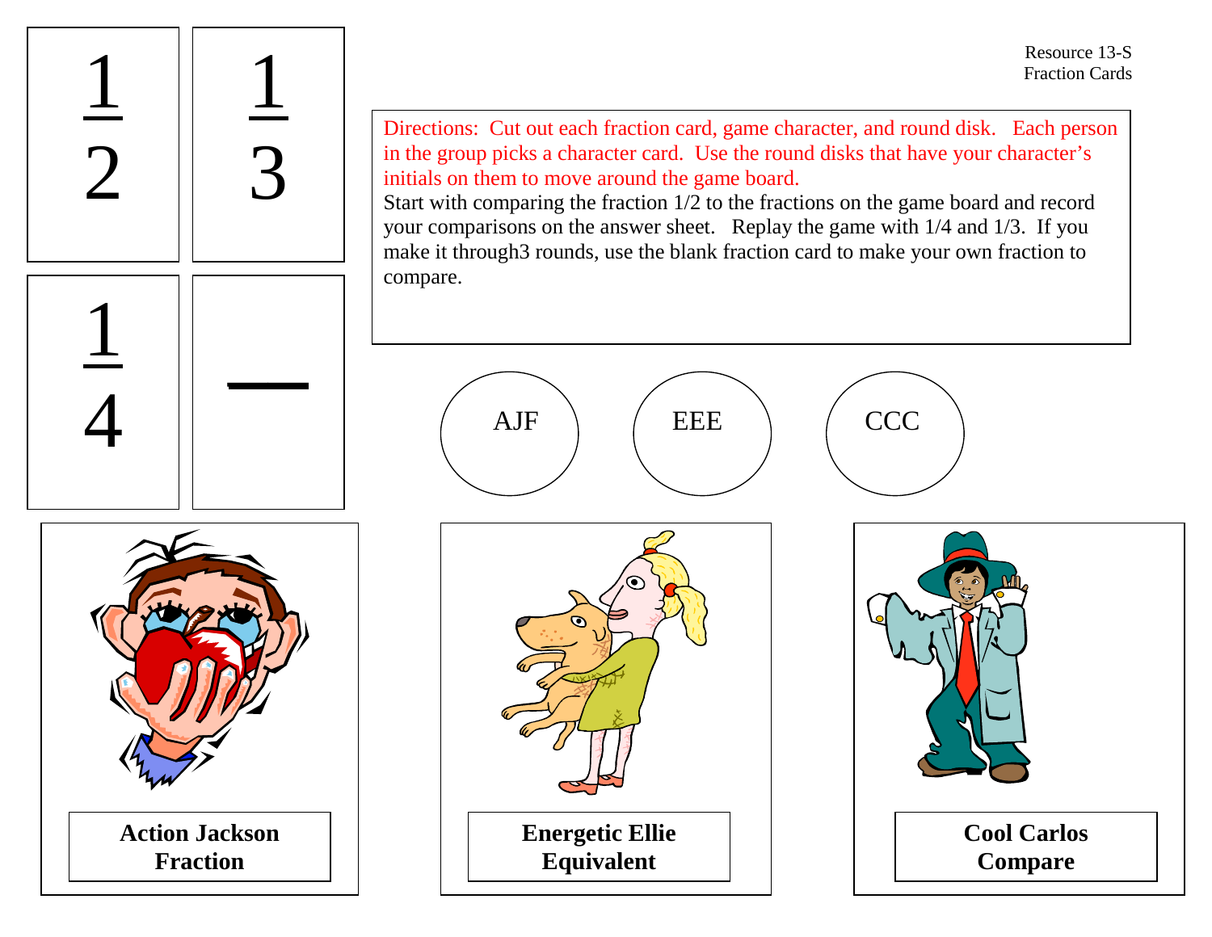Resource 13-S
Fraction Cards

$\frac{1}{2}$ $\frac{1}{3}$

$\frac{1}{4}$ —

Directions: Cut out each fraction card, game character, and round disk. Each person in the group picks a character card. Use the round disks that have your character's initials on them to move around the game board.
Start with comparing the fraction 1/2 to the fractions on the game board and record your comparisons on the answer sheet. Replay the game with 1/4 and 1/3. If you make it through3 rounds, use the blank fraction card to make your own fraction to compare.

AJF EEE CCC

**Action Jackson Fraction**

**Energetic Ellie Equivalent**

**Cool Carlos Compare**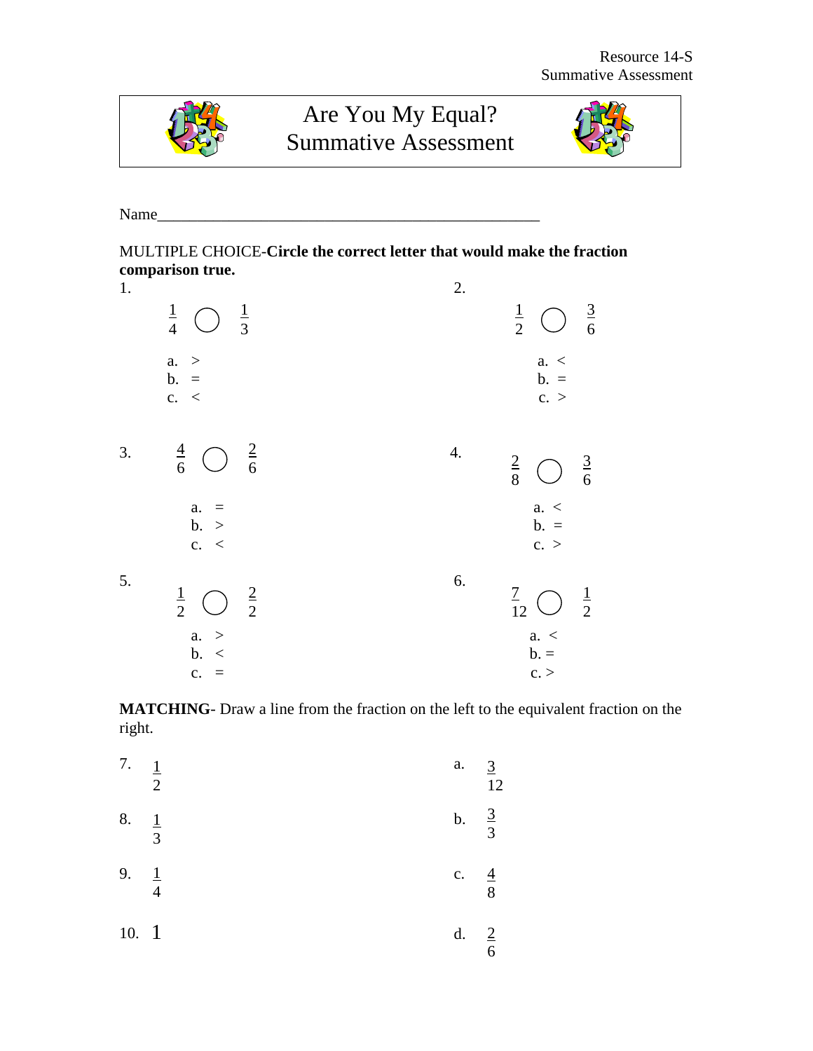# Are You My Equal? Summative Assessment

Name_______________________________________________

MULTIPLE CHOICE-**Circle the correct letter that would make the fraction comparison true.**

1. $\frac{1}{4}$ ◯ $\frac{1}{3}$

   a. >
   b. =
   c. <

2. $\frac{1}{2}$ ◯ $\frac{3}{6}$

   a. <
   b. =
   c. >

3. $\frac{4}{6}$ ◯ $\frac{2}{6}$

   a. =
   b. >
   c. <

4. $\frac{2}{8}$ ◯ $\frac{3}{6}$

   a. <
   b. =
   c. >

5. $\frac{1}{2}$ ◯ $\frac{2}{2}$

   a. >
   b. <
   c. =

6. $\frac{7}{12}$ ◯ $\frac{1}{2}$

   a. <
   b. =
   c. >

**MATCHING**- Draw a line from the fraction on the left to the equivalent fraction on the right.

7. $\frac{1}{2}$ — a. $\frac{3}{12}$

8. $\frac{1}{3}$ — b. $\frac{3}{3}$

9. $\frac{1}{4}$ — c. $\frac{4}{8}$

10. 1 — d. $\frac{2}{6}$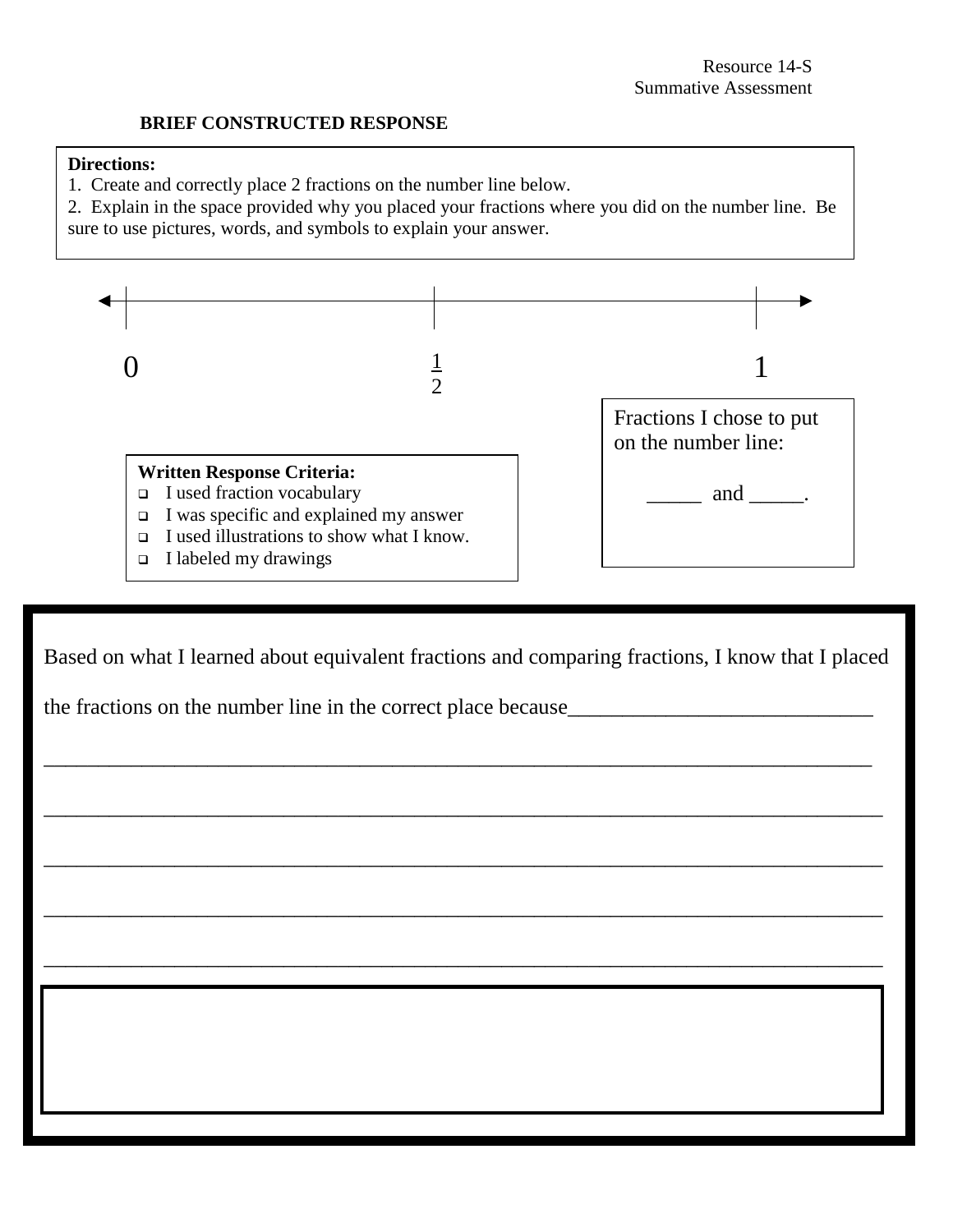Resource 14-S
Summative Assessment

**BRIEF CONSTRUCTED RESPONSE**

**Directions:**
1. Create and correctly place 2 fractions on the number line below.
2. Explain in the space provided why you placed your fractions where you did on the number line. Be sure to use pictures, words, and symbols to explain your answer.

0 $\frac{1}{2}$ 1

Fractions I chose to put on the number line:

_____ and _____.

**Written Response Criteria:**
- I used fraction vocabulary
- I was specific and explained my answer
- I used illustrations to show what I know.
- I labeled my drawings

Based on what I learned about equivalent fractions and comparing fractions, I know that I placed the fractions on the number line in the correct place because___________________________

_____________________________________________________________________________

_____________________________________________________________________________

_____________________________________________________________________________

_____________________________________________________________________________

_____________________________________________________________________________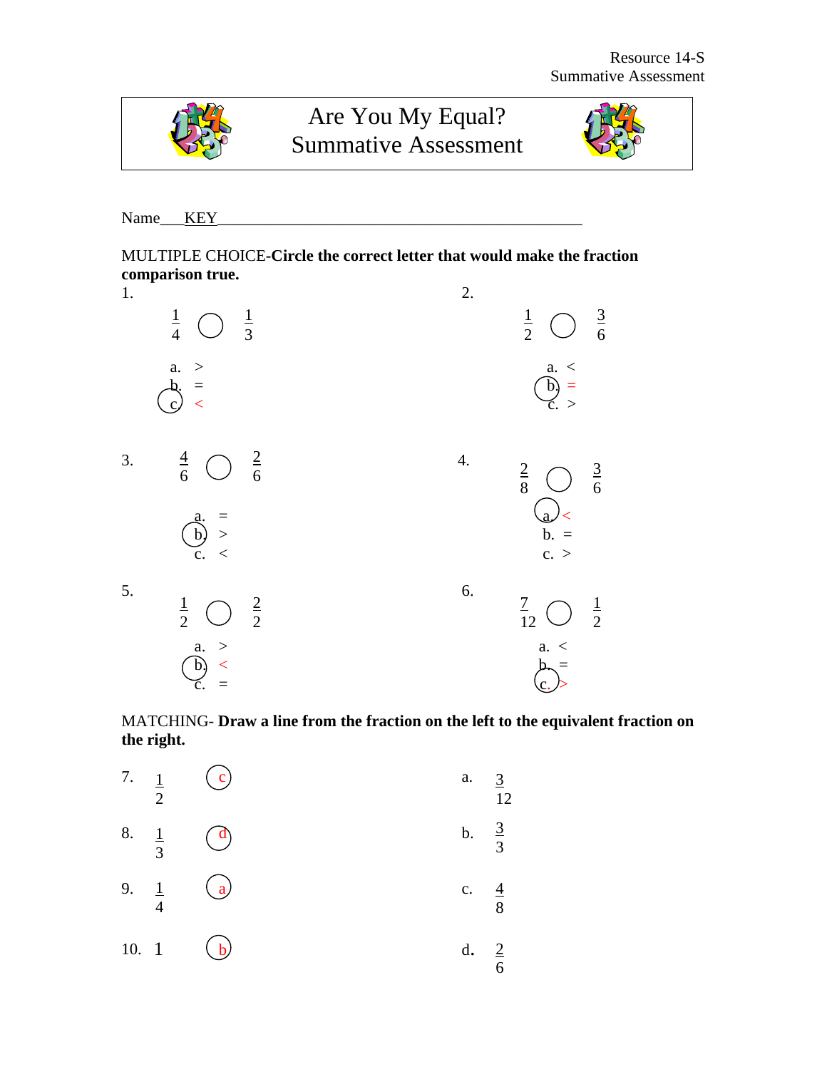Resource 14-S
Summative Assessment

# Are You My Equal?
# Summative Assessment

Name___KEY_______________________________________________

MULTIPLE CHOICE-**Circle the correct letter that would make the fraction comparison true.**

1. $\frac{1}{4}$ ◯ $\frac{1}{3}$

   a. >
   b. =
   (c) <

2. $\frac{1}{2}$ ◯ $\frac{3}{6}$

   a. <
   (b) =
   c. >

3. $\frac{4}{6}$ ◯ $\frac{2}{6}$

   a. =
   (b) >
   c. <

4. $\frac{2}{8}$ ◯ $\frac{3}{6}$

   (a) <
   b. =
   c. >

5. $\frac{1}{2}$ ◯ $\frac{2}{2}$

   a. >
   (b) <
   c. =

6. $\frac{7}{12}$ ◯ $\frac{1}{2}$

   a. <
   b. =
   (c.) >

MATCHING- **Draw a line from the fraction on the left to the equivalent fraction on the right.**

7. $\frac{1}{2}$ (c) — a. $\frac{3}{12}$

8. $\frac{1}{3}$ (d) — b. $\frac{3}{3}$

9. $\frac{1}{4}$ (a) — c. $\frac{4}{8}$

10. 1 (b) — d. $\frac{2}{6}$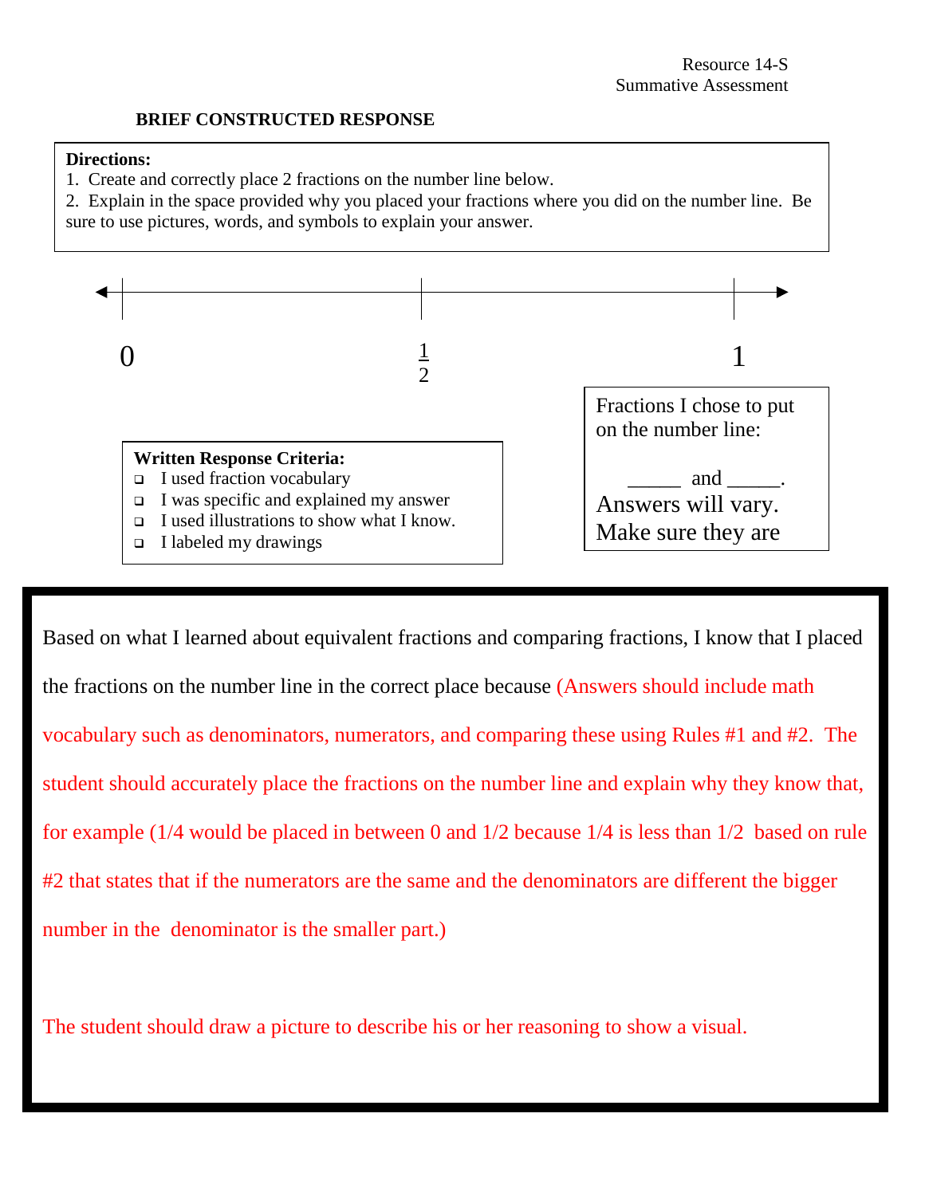Resource 14-S
Summative Assessment

**BRIEF CONSTRUCTED RESPONSE**

**Directions:**
1. Create and correctly place 2 fractions on the number line below.
2. Explain in the space provided why you placed your fractions where you did on the number line. Be sure to use pictures, words, and symbols to explain your answer.

0 $\frac{1}{2}$ 1

Fractions I chose to put on the number line:

_____ and _____.
Answers will vary. Make sure they are

**Written Response Criteria:**
- I used fraction vocabulary
- I was specific and explained my answer
- I used illustrations to show what I know.
- I labeled my drawings

Based on what I learned about equivalent fractions and comparing fractions, I know that I placed the fractions on the number line in the correct place because (Answers should include math vocabulary such as denominators, numerators, and comparing these using Rules #1 and #2. The student should accurately place the fractions on the number line and explain why they know that, for example (1/4 would be placed in between 0 and 1/2 because 1/4 is less than 1/2 based on rule #2 that states that if the numerators are the same and the denominators are different the bigger number in the denominator is the smaller part.)

The student should draw a picture to describe his or her reasoning to show a visual.